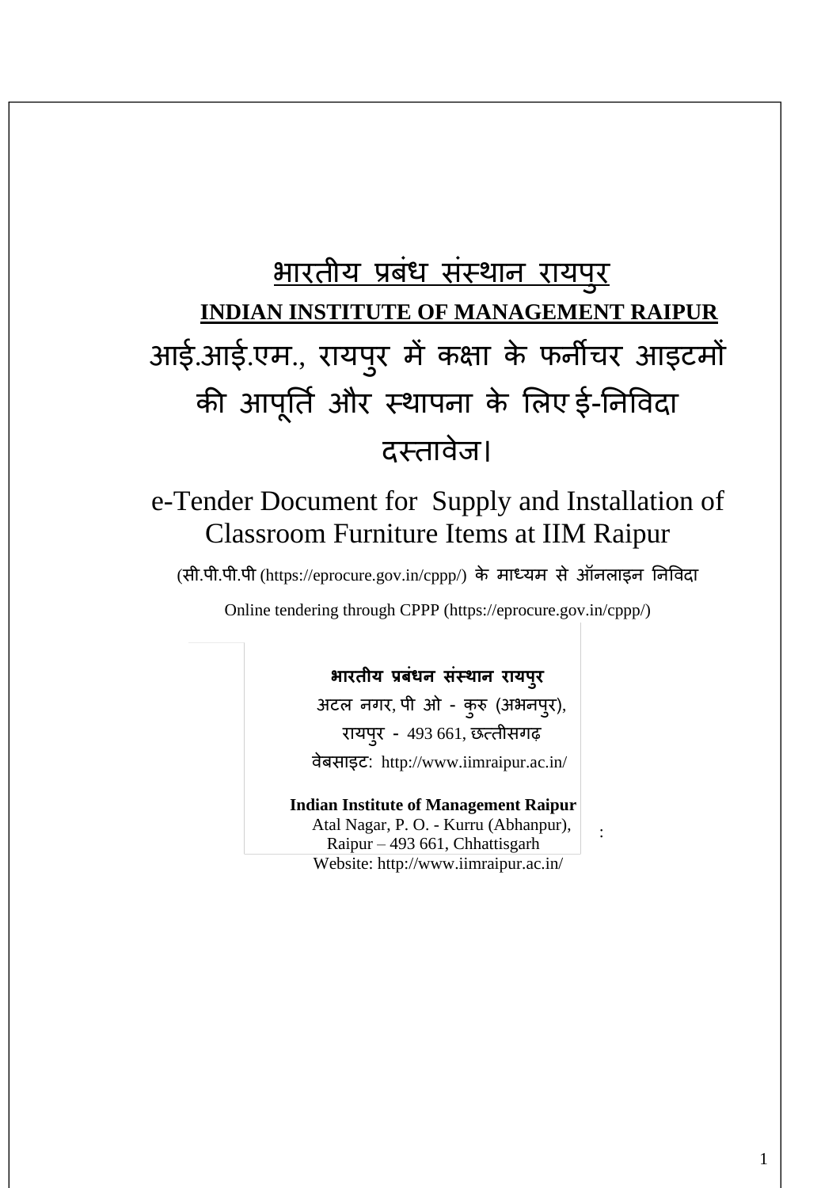# भारतीय प्रबंध संस्थान रायपुर

## INDIAN INSTITUTE OF MANAGEMENT RAIPUR

# आई.आई.एम., रायपुर में कक्षा के फर्नीचर आइटमों की आपूर्ति और स्थापना के लिए ई-निविदा दस्तावेज।

# e-Tender Document for Supply and Installation of Classroom Furniture Items at IIM Raipur

(सी.पी.पी.पी (https://eprocure.gov.in/cppp/) के माध्यम से ऑनलाइन निविदा

Online tendering through CPPP (https://eprocure.gov.in/cppp/)

**भारतीय प्रबंधन संस्थान रायपुर**
अटल नगर, पी ओ - कुरु (अभनपुर),
रायपुर - 493 661, छत्तीसगढ़
वेबसाइट: http://www.iimraipur.ac.in/

**Indian Institute of Management Raipur**
Atal Nagar, P. O. - Kurru (Abhanpur),
Raipur – 493 661, Chhattisgarh
Website: http://www.iimraipur.ac.in/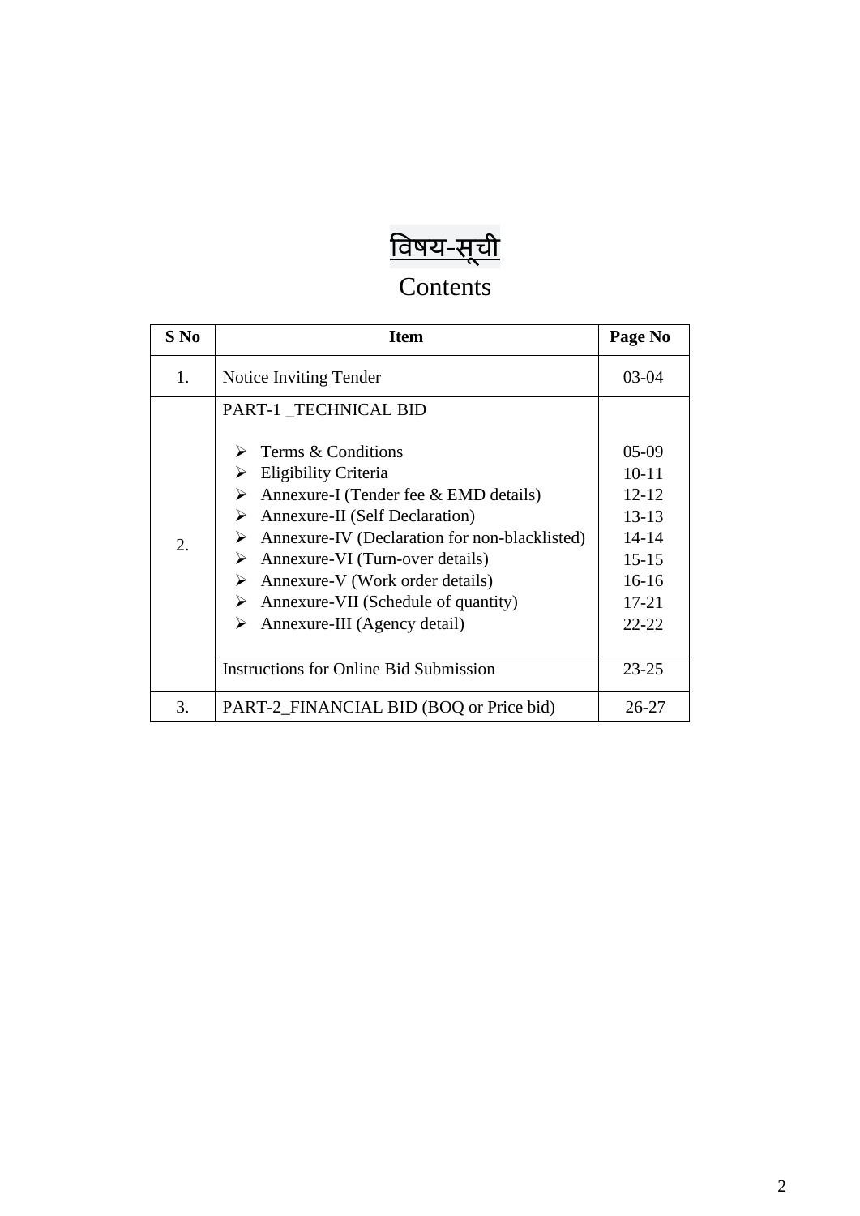# विषय-सूची

## Contents

| S No | Item | Page No |
|---|---|---|
| 1. | Notice Inviting Tender | 03-04 |
| 2. | PART-1 _TECHNICAL BID | |
| | ➢ Terms & Conditions | 05-09 |
| | ➢ Eligibility Criteria | 10-11 |
| | ➢ Annexure-I (Tender fee & EMD details) | 12-12 |
| | ➢ Annexure-II (Self Declaration) | 13-13 |
| | ➢ Annexure-IV (Declaration for non-blacklisted) | 14-14 |
| | ➢ Annexure-VI (Turn-over details) | 15-15 |
| | ➢ Annexure-V (Work order details) | 16-16 |
| | ➢ Annexure-VII (Schedule of quantity) | 17-21 |
| | ➢ Annexure-III (Agency detail) | 22-22 |
| | Instructions for Online Bid Submission | 23-25 |
| 3. | PART-2_FINANCIAL BID (BOQ or Price bid) | 26-27 |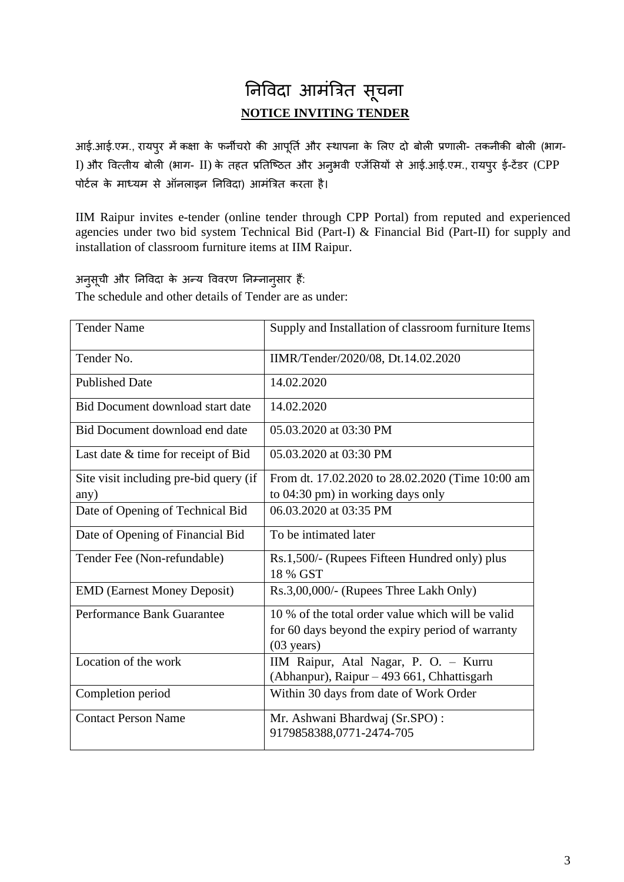# निविदा आमंत्रित सूचना

## NOTICE INVITING TENDER

आई.आई.एम., रायपुर में कक्षा के फर्नीचरो की आपूर्ति और स्थापना के लिए दो बोली प्रणाली- तकनीकी बोली (भाग- I) और वित्तीय बोली (भाग- II) के तहत प्रतिष्ठित और अनुभवी एजेंसियों से आई.आई.एम., रायपुर ई-टेंडर (CPP पोर्टल के माध्यम से ऑनलाइन निविदा) आमंत्रित करता है।

IIM Raipur invites e-tender (online tender through CPP Portal) from reputed and experienced agencies under two bid system Technical Bid (Part-I) & Financial Bid (Part-II) for supply and installation of classroom furniture items at IIM Raipur.

अनुसूची और निविदा के अन्य विवरण निम्नानुसार हैं:

The schedule and other details of Tender are as under:

| Tender Name | Supply and Installation of classroom furniture Items |
|---|---|
| Tender No. | IIMR/Tender/2020/08, Dt.14.02.2020 |
| Published Date | 14.02.2020 |
| Bid Document download start date | 14.02.2020 |
| Bid Document download end date | 05.03.2020 at 03:30 PM |
| Last date & time for receipt of Bid | 05.03.2020 at 03:30 PM |
| Site visit including pre-bid query (if any) | From dt. 17.02.2020 to 28.02.2020 (Time 10:00 am to 04:30 pm) in working days only |
| Date of Opening of Technical Bid | 06.03.2020 at 03:35 PM |
| Date of Opening of Financial Bid | To be intimated later |
| Tender Fee (Non-refundable) | Rs.1,500/- (Rupees Fifteen Hundred only) plus 18 % GST |
| EMD (Earnest Money Deposit) | Rs.3,00,000/- (Rupees Three Lakh Only) |
| Performance Bank Guarantee | 10 % of the total order value which will be valid for 60 days beyond the expiry period of warranty (03 years) |
| Location of the work | IIM Raipur, Atal Nagar, P. O. – Kurru (Abhanpur), Raipur – 493 661, Chhattisgarh |
| Completion period | Within 30 days from date of Work Order |
| Contact Person Name | Mr. Ashwani Bhardwaj (Sr.SPO) : 9179858388,0771-2474-705 |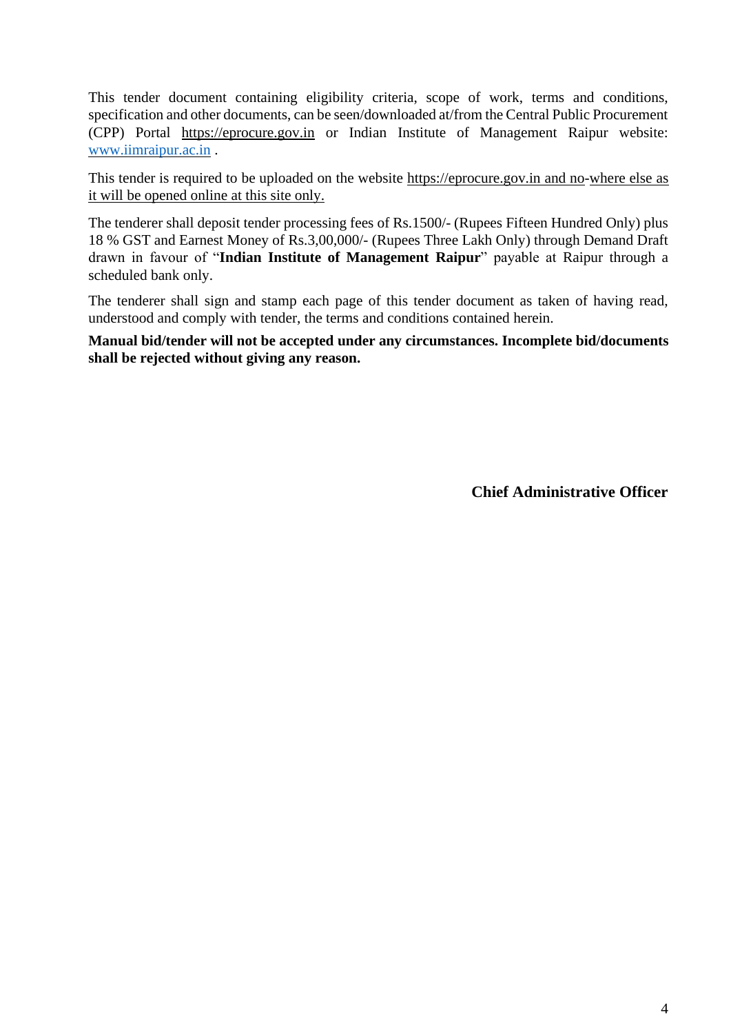This tender document containing eligibility criteria, scope of work, terms and conditions, specification and other documents, can be seen/downloaded at/from the Central Public Procurement (CPP) Portal https://eprocure.gov.in or Indian Institute of Management Raipur website: www.iimraipur.ac.in .

This tender is required to be uploaded on the website https://eprocure.gov.in and no-where else as it will be opened online at this site only.

The tenderer shall deposit tender processing fees of Rs.1500/- (Rupees Fifteen Hundred Only) plus 18 % GST and Earnest Money of Rs.3,00,000/- (Rupees Three Lakh Only) through Demand Draft drawn in favour of "**Indian Institute of Management Raipur**" payable at Raipur through a scheduled bank only.

The tenderer shall sign and stamp each page of this tender document as taken of having read, understood and comply with tender, the terms and conditions contained herein.

**Manual bid/tender will not be accepted under any circumstances. Incomplete bid/documents shall be rejected without giving any reason.**

**Chief Administrative Officer**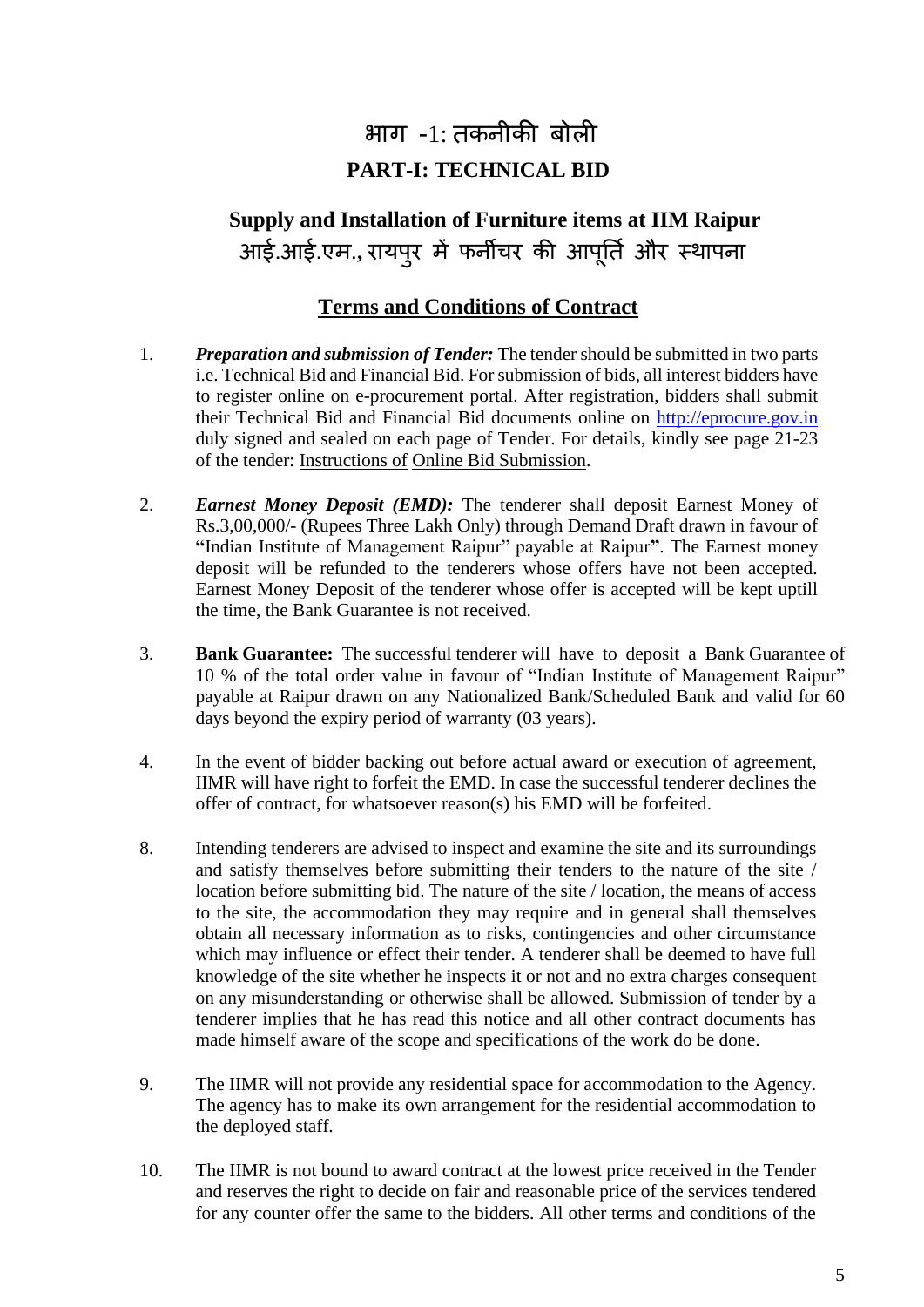# भाग -1: तकनीकी बोली

# PART-I: TECHNICAL BID

## Supply and Installation of Furniture items at IIM Raipur

## आई.आई.एम., रायपुर में फर्नीचर की आपूर्ति और स्थापना

### Terms and Conditions of Contract

1. ***Preparation and submission of Tender:*** The tender should be submitted in two parts i.e. Technical Bid and Financial Bid. For submission of bids, all interest bidders have to register online on e-procurement portal. After registration, bidders shall submit their Technical Bid and Financial Bid documents online on http://eprocure.gov.in duly signed and sealed on each page of Tender. For details, kindly see page 21-23 of the tender: Instructions of Online Bid Submission.

2. ***Earnest Money Deposit (EMD):*** The tenderer shall deposit Earnest Money of Rs.3,00,000/- (Rupees Three Lakh Only) through Demand Draft drawn in favour of "Indian Institute of Management Raipur" payable at Raipur". The Earnest money deposit will be refunded to the tenderers whose offers have not been accepted. Earnest Money Deposit of the tenderer whose offer is accepted will be kept uptill the time, the Bank Guarantee is not received.

3. **Bank Guarantee:** The successful tenderer will have to deposit a Bank Guarantee of 10 % of the total order value in favour of "Indian Institute of Management Raipur" payable at Raipur drawn on any Nationalized Bank/Scheduled Bank and valid for 60 days beyond the expiry period of warranty (03 years).

4. In the event of bidder backing out before actual award or execution of agreement, IIMR will have right to forfeit the EMD. In case the successful tenderer declines the offer of contract, for whatsoever reason(s) his EMD will be forfeited.

8. Intending tenderers are advised to inspect and examine the site and its surroundings and satisfy themselves before submitting their tenders to the nature of the site / location before submitting bid. The nature of the site / location, the means of access to the site, the accommodation they may require and in general shall themselves obtain all necessary information as to risks, contingencies and other circumstance which may influence or effect their tender. A tenderer shall be deemed to have full knowledge of the site whether he inspects it or not and no extra charges consequent on any misunderstanding or otherwise shall be allowed. Submission of tender by a tenderer implies that he has read this notice and all other contract documents has made himself aware of the scope and specifications of the work do be done.

9. The IIMR will not provide any residential space for accommodation to the Agency. The agency has to make its own arrangement for the residential accommodation to the deployed staff.

10. The IIMR is not bound to award contract at the lowest price received in the Tender and reserves the right to decide on fair and reasonable price of the services tendered for any counter offer the same to the bidders. All other terms and conditions of the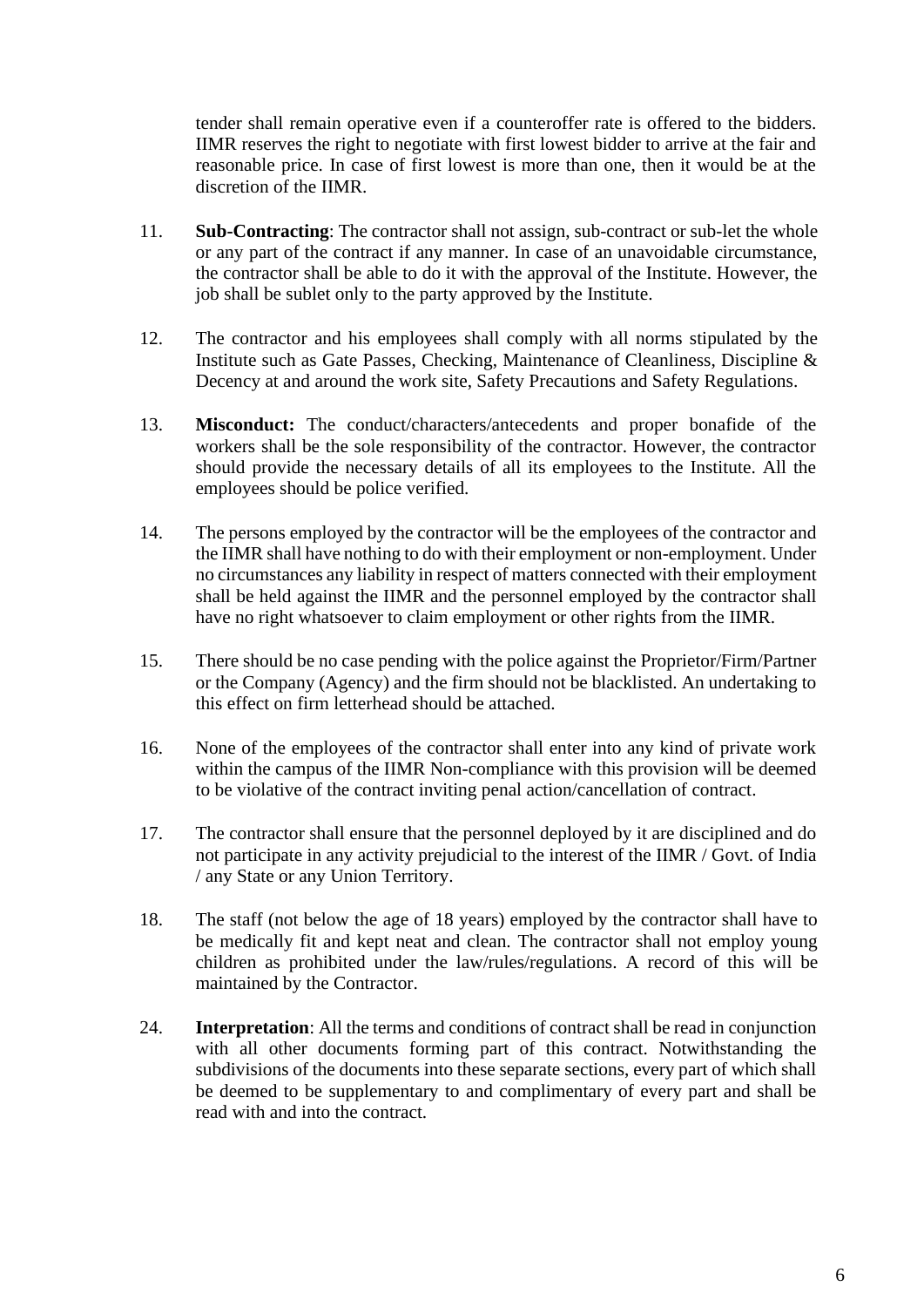tender shall remain operative even if a counteroffer rate is offered to the bidders. IIMR reserves the right to negotiate with first lowest bidder to arrive at the fair and reasonable price. In case of first lowest is more than one, then it would be at the discretion of the IIMR.

11. **Sub-Contracting**: The contractor shall not assign, sub-contract or sub-let the whole or any part of the contract if any manner. In case of an unavoidable circumstance, the contractor shall be able to do it with the approval of the Institute. However, the job shall be sublet only to the party approved by the Institute.

12. The contractor and his employees shall comply with all norms stipulated by the Institute such as Gate Passes, Checking, Maintenance of Cleanliness, Discipline & Decency at and around the work site, Safety Precautions and Safety Regulations.

13. **Misconduct:** The conduct/characters/antecedents and proper bonafide of the workers shall be the sole responsibility of the contractor. However, the contractor should provide the necessary details of all its employees to the Institute. All the employees should be police verified.

14. The persons employed by the contractor will be the employees of the contractor and the IIMR shall have nothing to do with their employment or non-employment. Under no circumstances any liability in respect of matters connected with their employment shall be held against the IIMR and the personnel employed by the contractor shall have no right whatsoever to claim employment or other rights from the IIMR.

15. There should be no case pending with the police against the Proprietor/Firm/Partner or the Company (Agency) and the firm should not be blacklisted. An undertaking to this effect on firm letterhead should be attached.

16. None of the employees of the contractor shall enter into any kind of private work within the campus of the IIMR Non-compliance with this provision will be deemed to be violative of the contract inviting penal action/cancellation of contract.

17. The contractor shall ensure that the personnel deployed by it are disciplined and do not participate in any activity prejudicial to the interest of the IIMR / Govt. of India / any State or any Union Territory.

18. The staff (not below the age of 18 years) employed by the contractor shall have to be medically fit and kept neat and clean. The contractor shall not employ young children as prohibited under the law/rules/regulations. A record of this will be maintained by the Contractor.

24. **Interpretation**: All the terms and conditions of contract shall be read in conjunction with all other documents forming part of this contract. Notwithstanding the subdivisions of the documents into these separate sections, every part of which shall be deemed to be supplementary to and complimentary of every part and shall be read with and into the contract.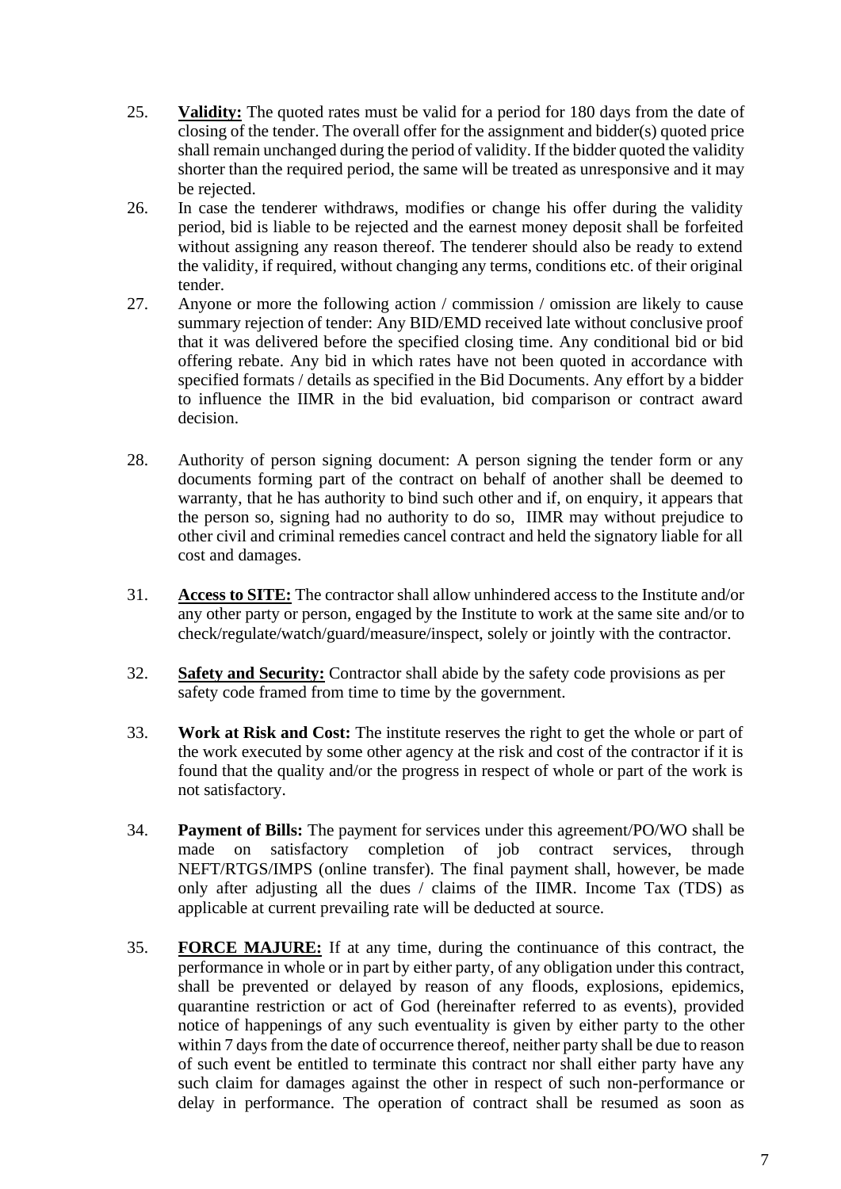25. **Validity:** The quoted rates must be valid for a period for 180 days from the date of closing of the tender. The overall offer for the assignment and bidder(s) quoted price shall remain unchanged during the period of validity. If the bidder quoted the validity shorter than the required period, the same will be treated as unresponsive and it may be rejected.

26. In case the tenderer withdraws, modifies or change his offer during the validity period, bid is liable to be rejected and the earnest money deposit shall be forfeited without assigning any reason thereof. The tenderer should also be ready to extend the validity, if required, without changing any terms, conditions etc. of their original tender.

27. Anyone or more the following action / commission / omission are likely to cause summary rejection of tender: Any BID/EMD received late without conclusive proof that it was delivered before the specified closing time. Any conditional bid or bid offering rebate. Any bid in which rates have not been quoted in accordance with specified formats / details as specified in the Bid Documents. Any effort by a bidder to influence the IIMR in the bid evaluation, bid comparison or contract award decision.

28. Authority of person signing document: A person signing the tender form or any documents forming part of the contract on behalf of another shall be deemed to warranty, that he has authority to bind such other and if, on enquiry, it appears that the person so, signing had no authority to do so, IIMR may without prejudice to other civil and criminal remedies cancel contract and held the signatory liable for all cost and damages.

31. **Access to SITE:** The contractor shall allow unhindered access to the Institute and/or any other party or person, engaged by the Institute to work at the same site and/or to check/regulate/watch/guard/measure/inspect, solely or jointly with the contractor.

32. **Safety and Security:** Contractor shall abide by the safety code provisions as per safety code framed from time to time by the government.

33. **Work at Risk and Cost:** The institute reserves the right to get the whole or part of the work executed by some other agency at the risk and cost of the contractor if it is found that the quality and/or the progress in respect of whole or part of the work is not satisfactory.

34. **Payment of Bills:** The payment for services under this agreement/PO/WO shall be made on satisfactory completion of job contract services, through NEFT/RTGS/IMPS (online transfer). The final payment shall, however, be made only after adjusting all the dues / claims of the IIMR. Income Tax (TDS) as applicable at current prevailing rate will be deducted at source.

35. **FORCE MAJURE:** If at any time, during the continuance of this contract, the performance in whole or in part by either party, of any obligation under this contract, shall be prevented or delayed by reason of any floods, explosions, epidemics, quarantine restriction or act of God (hereinafter referred to as events), provided notice of happenings of any such eventuality is given by either party to the other within 7 days from the date of occurrence thereof, neither party shall be due to reason of such event be entitled to terminate this contract nor shall either party have any such claim for damages against the other in respect of such non-performance or delay in performance. The operation of contract shall be resumed as soon as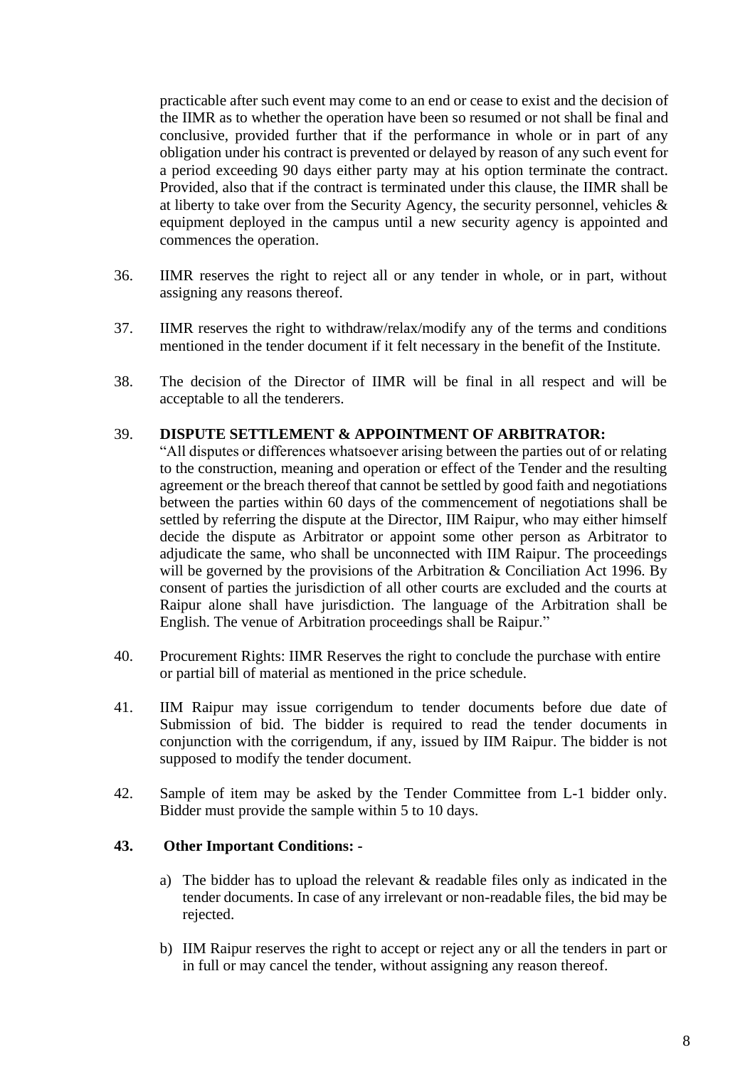practicable after such event may come to an end or cease to exist and the decision of the IIMR as to whether the operation have been so resumed or not shall be final and conclusive, provided further that if the performance in whole or in part of any obligation under his contract is prevented or delayed by reason of any such event for a period exceeding 90 days either party may at his option terminate the contract. Provided, also that if the contract is terminated under this clause, the IIMR shall be at liberty to take over from the Security Agency, the security personnel, vehicles & equipment deployed in the campus until a new security agency is appointed and commences the operation.

36. IIMR reserves the right to reject all or any tender in whole, or in part, without assigning any reasons thereof.

37. IIMR reserves the right to withdraw/relax/modify any of the terms and conditions mentioned in the tender document if it felt necessary in the benefit of the Institute.

38. The decision of the Director of IIMR will be final in all respect and will be acceptable to all the tenderers.

39. **DISPUTE SETTLEMENT & APPOINTMENT OF ARBITRATOR:**
"All disputes or differences whatsoever arising between the parties out of or relating to the construction, meaning and operation or effect of the Tender and the resulting agreement or the breach thereof that cannot be settled by good faith and negotiations between the parties within 60 days of the commencement of negotiations shall be settled by referring the dispute at the Director, IIM Raipur, who may either himself decide the dispute as Arbitrator or appoint some other person as Arbitrator to adjudicate the same, who shall be unconnected with IIM Raipur. The proceedings will be governed by the provisions of the Arbitration & Conciliation Act 1996. By consent of parties the jurisdiction of all other courts are excluded and the courts at Raipur alone shall have jurisdiction. The language of the Arbitration shall be English. The venue of Arbitration proceedings shall be Raipur."

40. Procurement Rights: IIMR Reserves the right to conclude the purchase with entire or partial bill of material as mentioned in the price schedule.

41. IIM Raipur may issue corrigendum to tender documents before due date of Submission of bid. The bidder is required to read the tender documents in conjunction with the corrigendum, if any, issued by IIM Raipur. The bidder is not supposed to modify the tender document.

42. Sample of item may be asked by the Tender Committee from L-1 bidder only. Bidder must provide the sample within 5 to 10 days.

**43. Other Important Conditions: -**

a) The bidder has to upload the relevant & readable files only as indicated in the tender documents. In case of any irrelevant or non-readable files, the bid may be rejected.

b) IIM Raipur reserves the right to accept or reject any or all the tenders in part or in full or may cancel the tender, without assigning any reason thereof.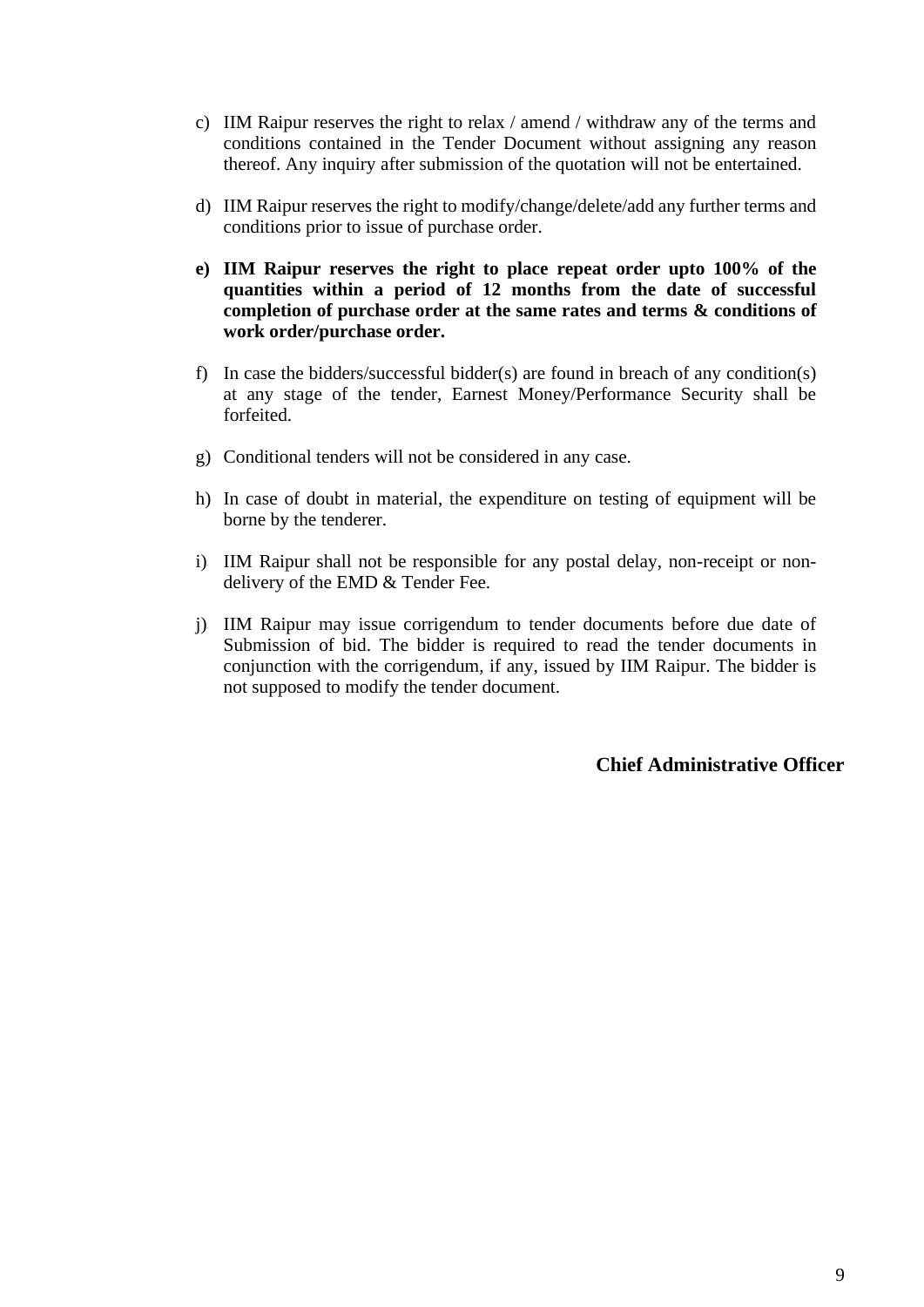c) IIM Raipur reserves the right to relax / amend / withdraw any of the terms and conditions contained in the Tender Document without assigning any reason thereof. Any inquiry after submission of the quotation will not be entertained.

d) IIM Raipur reserves the right to modify/change/delete/add any further terms and conditions prior to issue of purchase order.

**e) IIM Raipur reserves the right to place repeat order upto 100% of the quantities within a period of 12 months from the date of successful completion of purchase order at the same rates and terms & conditions of work order/purchase order.**

f) In case the bidders/successful bidder(s) are found in breach of any condition(s) at any stage of the tender, Earnest Money/Performance Security shall be forfeited.

g) Conditional tenders will not be considered in any case.

h) In case of doubt in material, the expenditure on testing of equipment will be borne by the tenderer.

i) IIM Raipur shall not be responsible for any postal delay, non-receipt or non-delivery of the EMD & Tender Fee.

j) IIM Raipur may issue corrigendum to tender documents before due date of Submission of bid. The bidder is required to read the tender documents in conjunction with the corrigendum, if any, issued by IIM Raipur. The bidder is not supposed to modify the tender document.

**Chief Administrative Officer**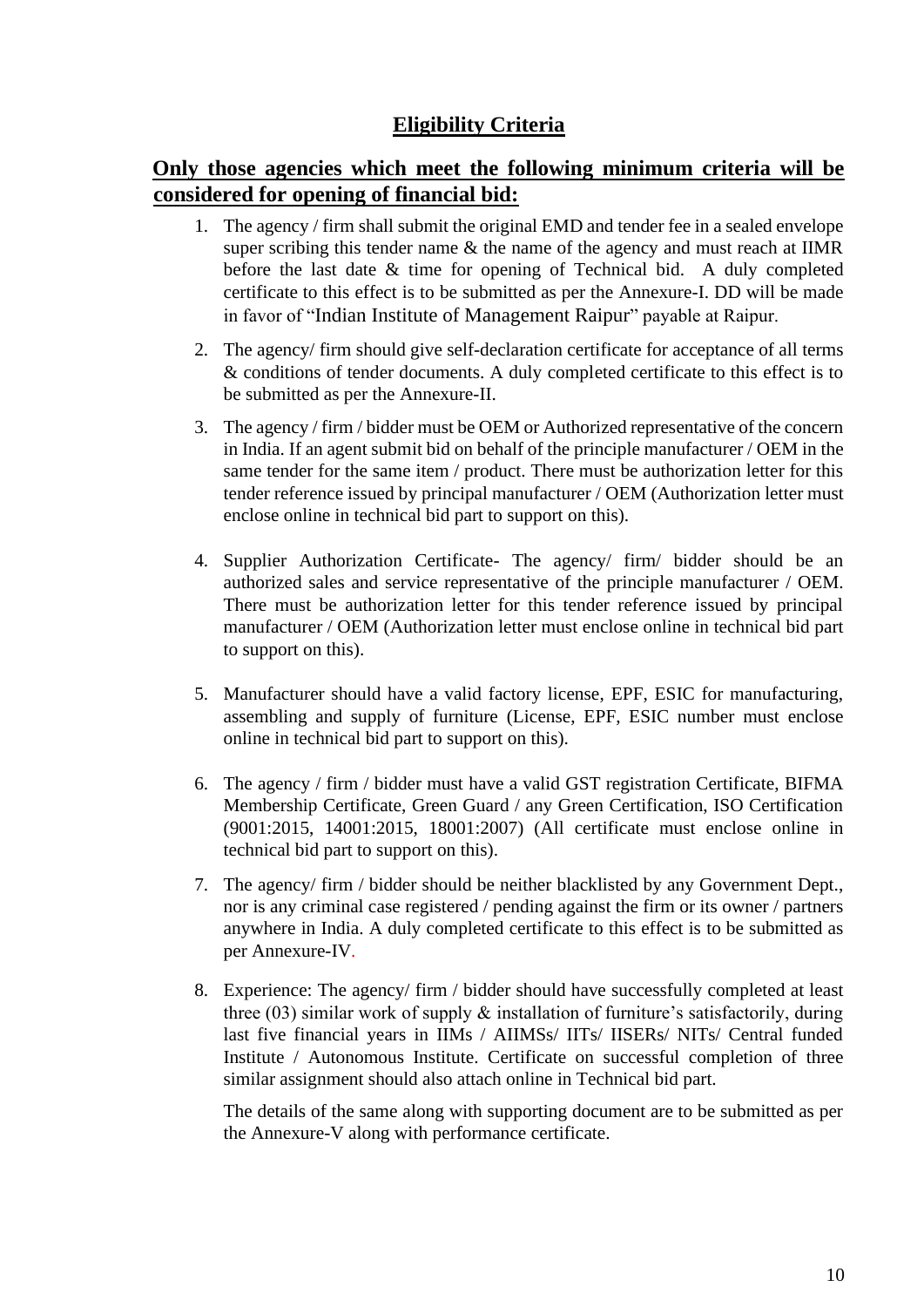## Eligibility Criteria

### Only those agencies which meet the following minimum criteria will be considered for opening of financial bid:

1. The agency / firm shall submit the original EMD and tender fee in a sealed envelope super scribing this tender name & the name of the agency and must reach at IIMR before the last date & time for opening of Technical bid. A duly completed certificate to this effect is to be submitted as per the Annexure-I. DD will be made in favor of "Indian Institute of Management Raipur" payable at Raipur.

2. The agency/ firm should give self-declaration certificate for acceptance of all terms & conditions of tender documents. A duly completed certificate to this effect is to be submitted as per the Annexure-II.

3. The agency / firm / bidder must be OEM or Authorized representative of the concern in India. If an agent submit bid on behalf of the principle manufacturer / OEM in the same tender for the same item / product. There must be authorization letter for this tender reference issued by principal manufacturer / OEM (Authorization letter must enclose online in technical bid part to support on this).

4. Supplier Authorization Certificate- The agency/ firm/ bidder should be an authorized sales and service representative of the principle manufacturer / OEM. There must be authorization letter for this tender reference issued by principal manufacturer / OEM (Authorization letter must enclose online in technical bid part to support on this).

5. Manufacturer should have a valid factory license, EPF, ESIC for manufacturing, assembling and supply of furniture (License, EPF, ESIC number must enclose online in technical bid part to support on this).

6. The agency / firm / bidder must have a valid GST registration Certificate, BIFMA Membership Certificate, Green Guard / any Green Certification, ISO Certification (9001:2015, 14001:2015, 18001:2007) (All certificate must enclose online in technical bid part to support on this).

7. The agency/ firm / bidder should be neither blacklisted by any Government Dept., nor is any criminal case registered / pending against the firm or its owner / partners anywhere in India. A duly completed certificate to this effect is to be submitted as per Annexure-IV.

8. Experience: The agency/ firm / bidder should have successfully completed at least three (03) similar work of supply & installation of furniture's satisfactorily, during last five financial years in IIMs / AIIMSs/ IITs/ IISERs/ NITs/ Central funded Institute / Autonomous Institute. Certificate on successful completion of three similar assignment should also attach online in Technical bid part.

   The details of the same along with supporting document are to be submitted as per the Annexure-V along with performance certificate.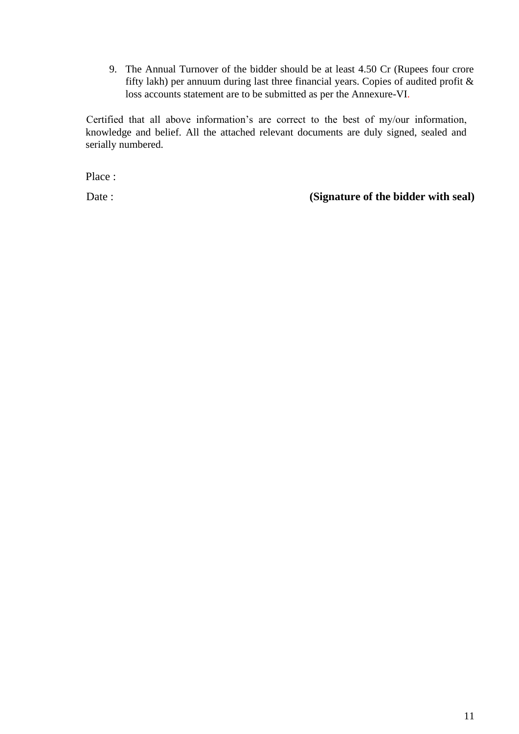9. The Annual Turnover of the bidder should be at least 4.50 Cr (Rupees four crore fifty lakh) per annuum during last three financial years. Copies of audited profit & loss accounts statement are to be submitted as per the Annexure-VI.

Certified that all above information's are correct to the best of my/our information, knowledge and belief. All the attached relevant documents are duly signed, sealed and serially numbered.

Place :

Date : **(Signature of the bidder with seal)**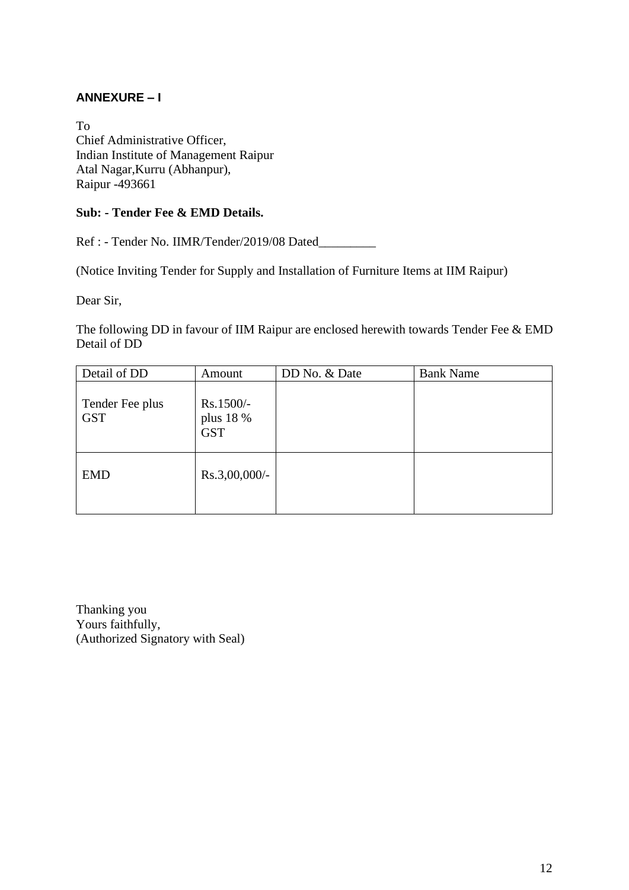**ANNEXURE – I**

To  
Chief Administrative Officer,  
Indian Institute of Management Raipur  
Atal Nagar,Kurru (Abhanpur),  
Raipur -493661

**Sub: - Tender Fee & EMD Details.**

Ref : - Tender No. IIMR/Tender/2019/08 Dated_________

(Notice Inviting Tender for Supply and Installation of Furniture Items at IIM Raipur)

Dear Sir,

The following DD in favour of IIM Raipur are enclosed herewith towards Tender Fee & EMD Detail of DD

| Detail of DD | Amount | DD No. & Date | Bank Name |
|---|---|---|---|
| Tender Fee plus GST | Rs.1500/- plus 18 % GST | | |
| EMD | Rs.3,00,000/- | | |

Thanking you  
Yours faithfully,  
(Authorized Signatory with Seal)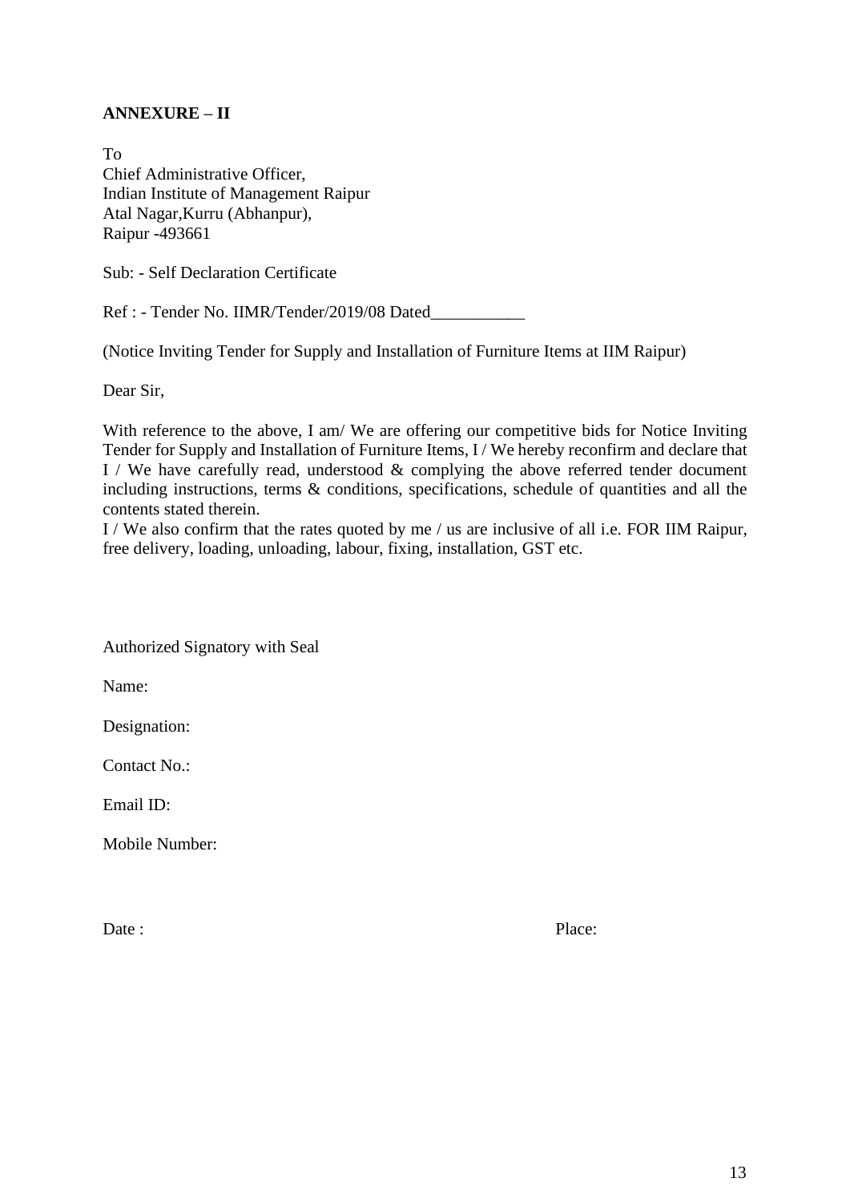**ANNEXURE – II**

To  
Chief Administrative Officer,  
Indian Institute of Management Raipur  
Atal Nagar,Kurru (Abhanpur),  
Raipur -493661

Sub: - Self Declaration Certificate

Ref : - Tender No. IIMR/Tender/2019/08 Dated___________

(Notice Inviting Tender for Supply and Installation of Furniture Items at IIM Raipur)

Dear Sir,

With reference to the above, I am/ We are offering our competitive bids for Notice Inviting Tender for Supply and Installation of Furniture Items, I / We hereby reconfirm and declare that I / We have carefully read, understood & complying the above referred tender document including instructions, terms & conditions, specifications, schedule of quantities and all the contents stated therein.

I / We also confirm that the rates quoted by me / us are inclusive of all i.e. FOR IIM Raipur, free delivery, loading, unloading, labour, fixing, installation, GST etc.

Authorized Signatory with Seal

Name:

Designation:

Contact No.:

Email ID:

Mobile Number:

Date :                                                                                    Place: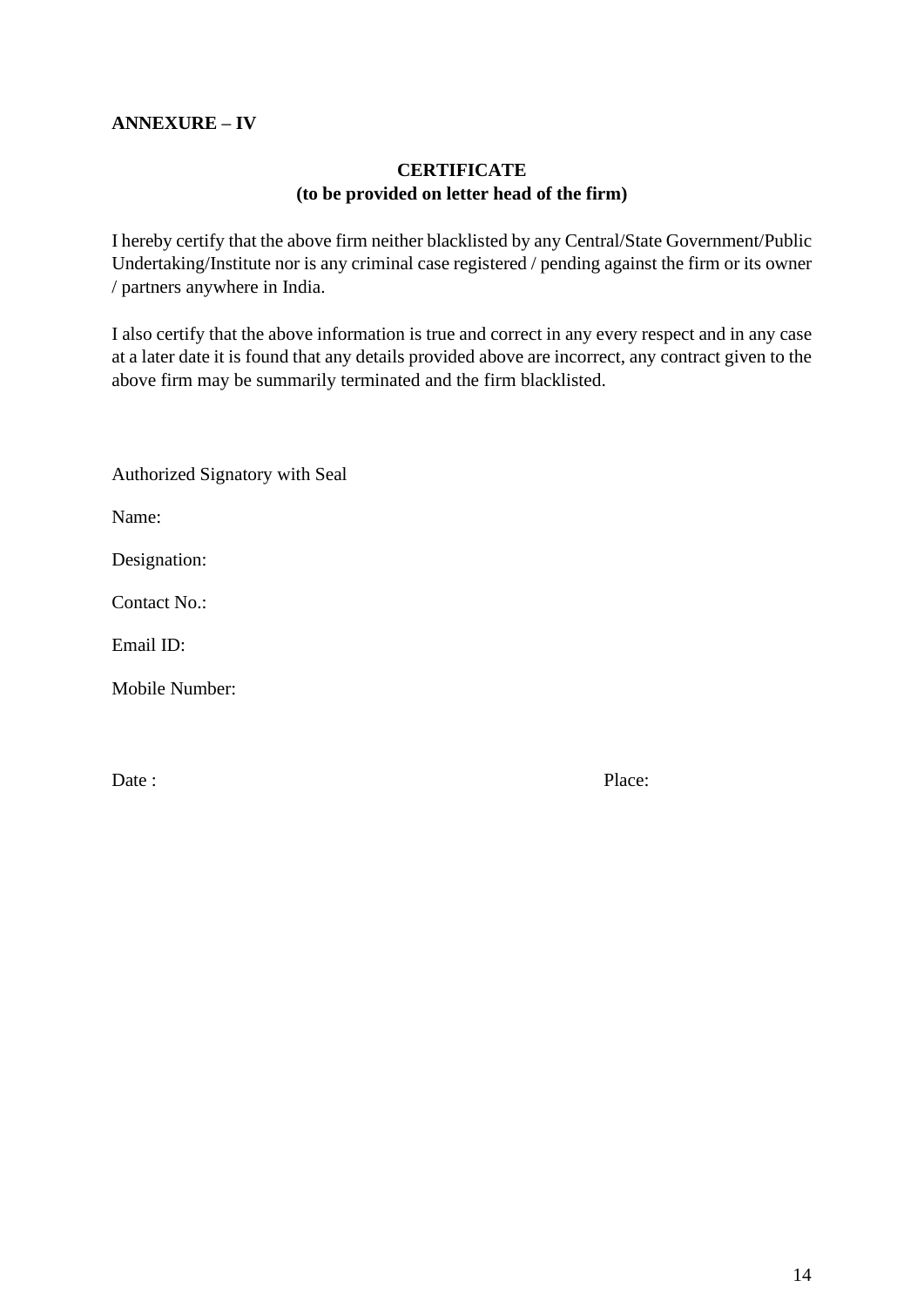**ANNEXURE – IV**

**CERTIFICATE**
**(to be provided on letter head of the firm)**

I hereby certify that the above firm neither blacklisted by any Central/State Government/Public Undertaking/Institute nor is any criminal case registered / pending against the firm or its owner / partners anywhere in India.

I also certify that the above information is true and correct in any every respect and in any case at a later date it is found that any details provided above are incorrect, any contract given to the above firm may be summarily terminated and the firm blacklisted.

Authorized Signatory with Seal

Name:

Designation:

Contact No.:

Email ID:

Mobile Number:

Date :                                                                                    Place: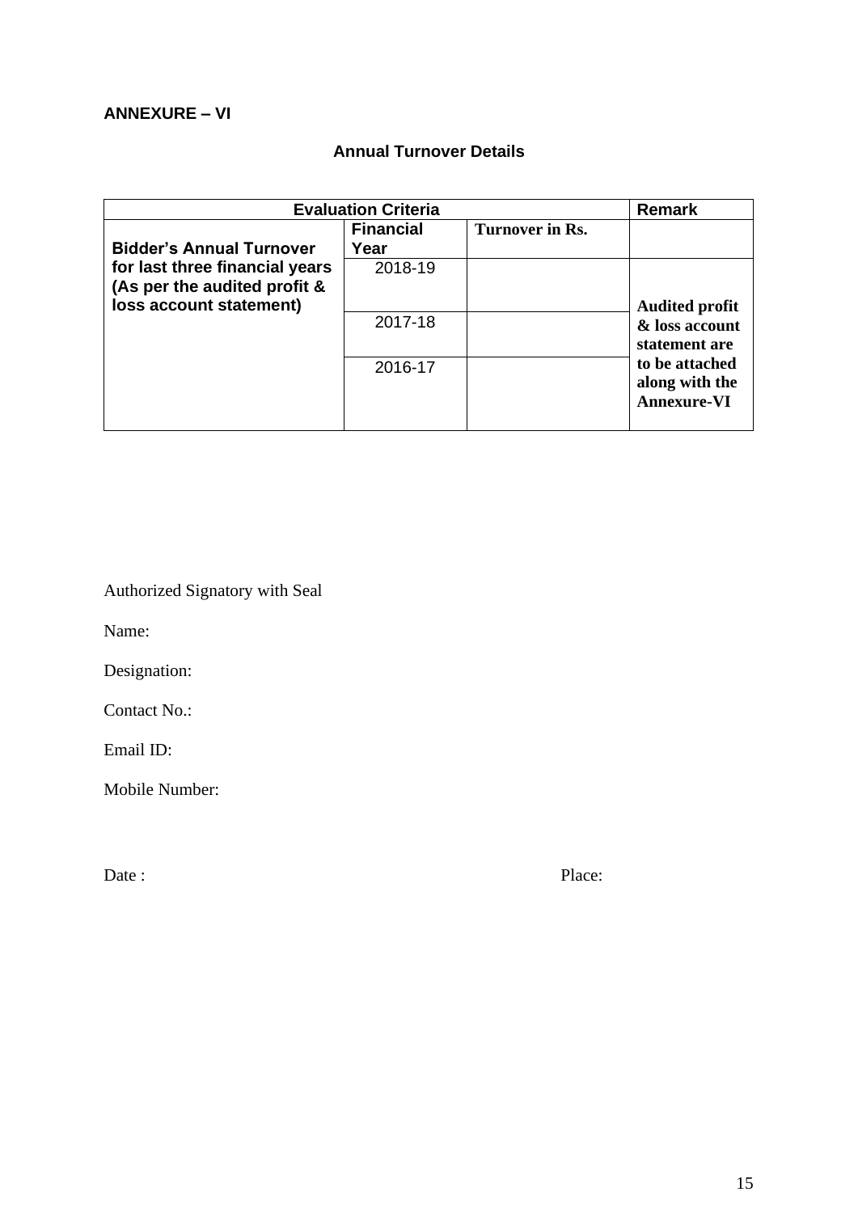**ANNEXURE – VI**

## Annual Turnover Details

| Evaluation Criteria | | | Remark |
|---|---|---|---|
| **Bidder's Annual Turnover for last three financial years (As per the audited profit & loss account statement)** | **Financial Year** | **Turnover in Rs.** | |
| | 2018-19 | | **Audited profit & loss account statement are to be attached along with the Annexure-VI** |
| | 2017-18 | | |
| | 2016-17 | | |

Authorized Signatory with Seal

Name:

Designation:

Contact No.:

Email ID:

Mobile Number:

Date : &nbsp;&nbsp;&nbsp;&nbsp;&nbsp;&nbsp;&nbsp;&nbsp;&nbsp;&nbsp;&nbsp;&nbsp;&nbsp;&nbsp;&nbsp;&nbsp;&nbsp;&nbsp;&nbsp;&nbsp; Place: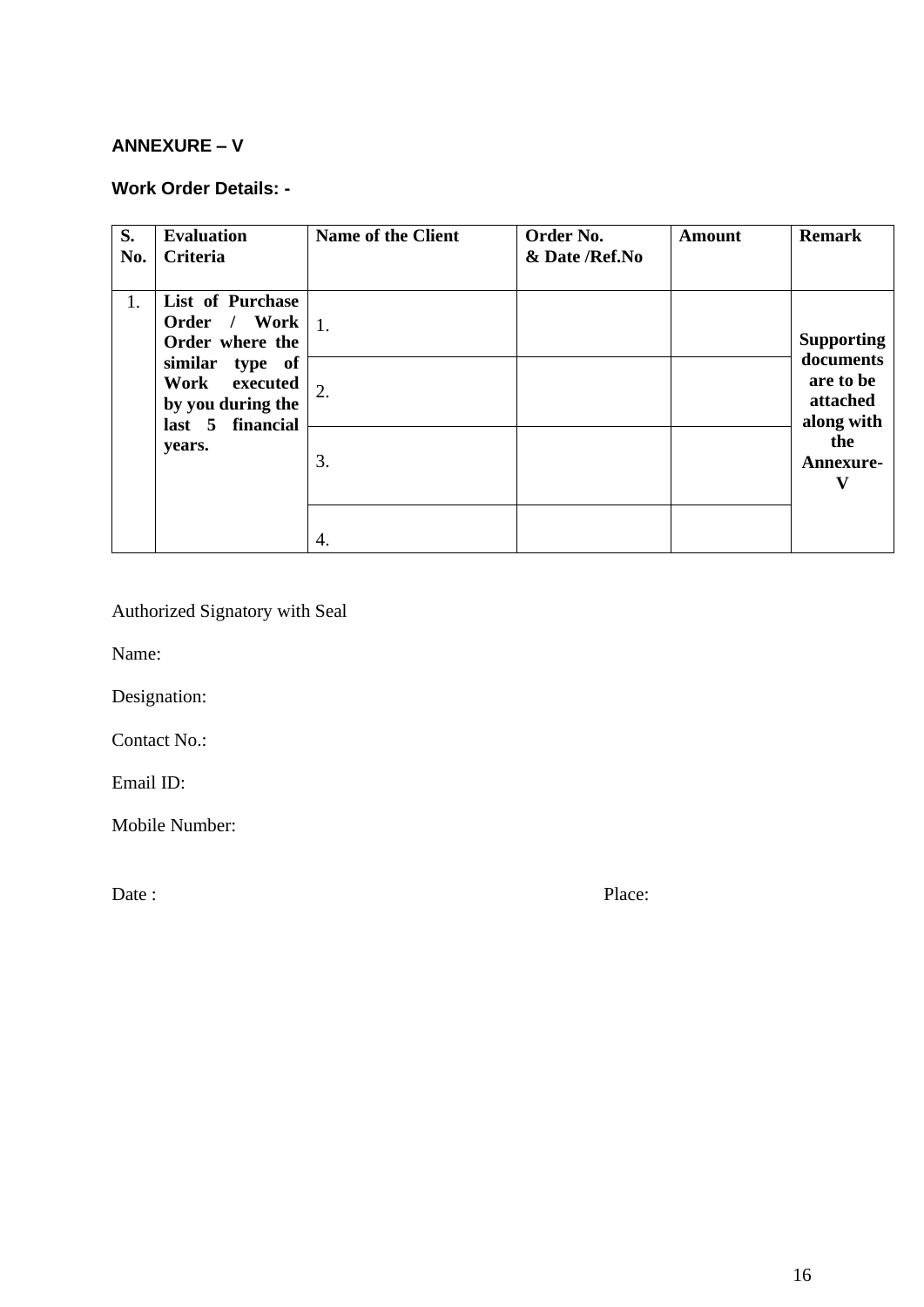**ANNEXURE – V**

**Work Order Details: -**

| S. No. | Evaluation Criteria | Name of the Client | Order No. & Date /Ref.No | Amount | Remark |
|---|---|---|---|---|---|
| 1. | **List of Purchase Order / Work Order where the similar type of Work executed by you during the last 5 financial years.** | 1. | | | **Supporting documents are to be attached along with the Annexure-V** |
| | | 2. | | | |
| | | 3. | | | |
| | | 4. | | | |

Authorized Signatory with Seal

Name:

Designation:

Contact No.:

Email ID:

Mobile Number:

Date : Place: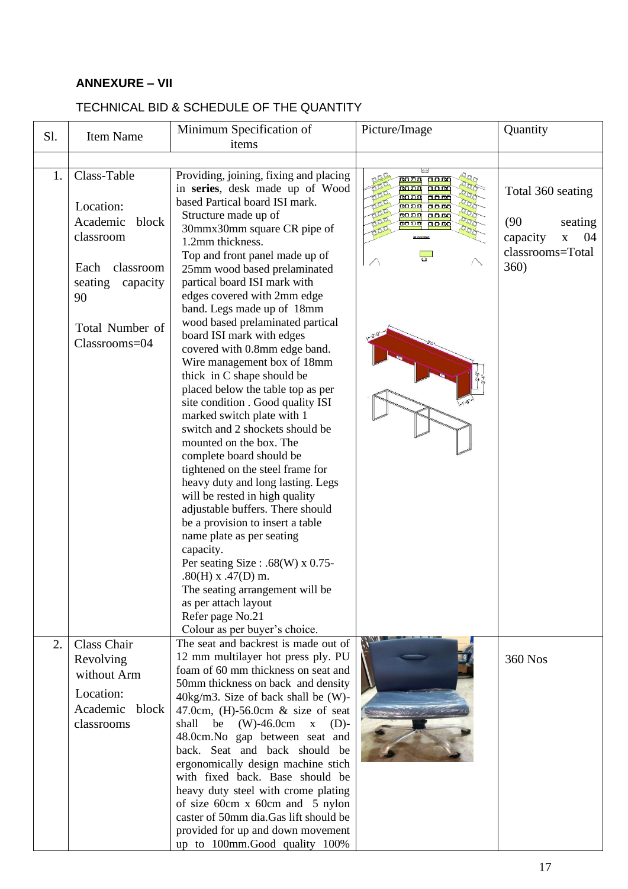**ANNEXURE – VII**

TECHNICAL BID & SCHEDULE OF THE QUANTITY

| Sl. | Item Name | Minimum Specification of items | Picture/Image | Quantity |
|---|---|---|---|---|
| | | | | |
| 1. | Class-Table<br><br>Location: Academic block classroom<br><br>Each classroom seating capacity 90<br><br>Total Number of Classrooms=04 | Providing, joining, fixing and placing in **series**, desk made up of Wood based Partical board ISI mark.<br>Structure made up of 30mmx30mm square CR pipe of 1.2mm thickness.<br>Top and front panel made up of 25mm wood based prelaminated partical board ISI mark with edges covered with 2mm edge band. Legs made up of 18mm wood based prelaminated partical board ISI mark with edges covered with 0.8mm edge band. Wire management box of 18mm thick in C shape should be placed below the table top as per site condition . Good quality ISI marked switch plate with 1 switch and 2 shockets should be mounted on the box. The complete board should be tightened on the steel frame for heavy duty and long lasting. Legs will be rested in high quality adjustable buffers. There should be a provision to insert a table name plate as per seating capacity.<br>Per seating Size : .68(W) x 0.75-.80(H) x .47(D) m.<br>The seating arrangement will be as per attach layout<br>Refer page No.21<br>Colour as per buyer's choice. | | Total 360 seating<br><br>(90 seating capacity x 04 classrooms=Total 360) |
| 2. | Class Chair Revolving without Arm<br><br>Location: Academic block classrooms | The seat and backrest is made out of 12 mm multilayer hot press ply. PU foam of 60 mm thickness on seat and 50mm thickness on back and density 40kg/m3. Size of back shall be (W)-47.0cm, (H)-56.0cm & size of seat shall be (W)-46.0cm x (D)-48.0cm.No gap between seat and back. Seat and back should be ergonomically design machine stich with fixed back. Base should be heavy duty steel with crome plating of size 60cm x 60cm and 5 nylon caster of 50mm dia.Gas lift should be provided for up and down movement up to 100mm.Good quality 100% | | 360 Nos |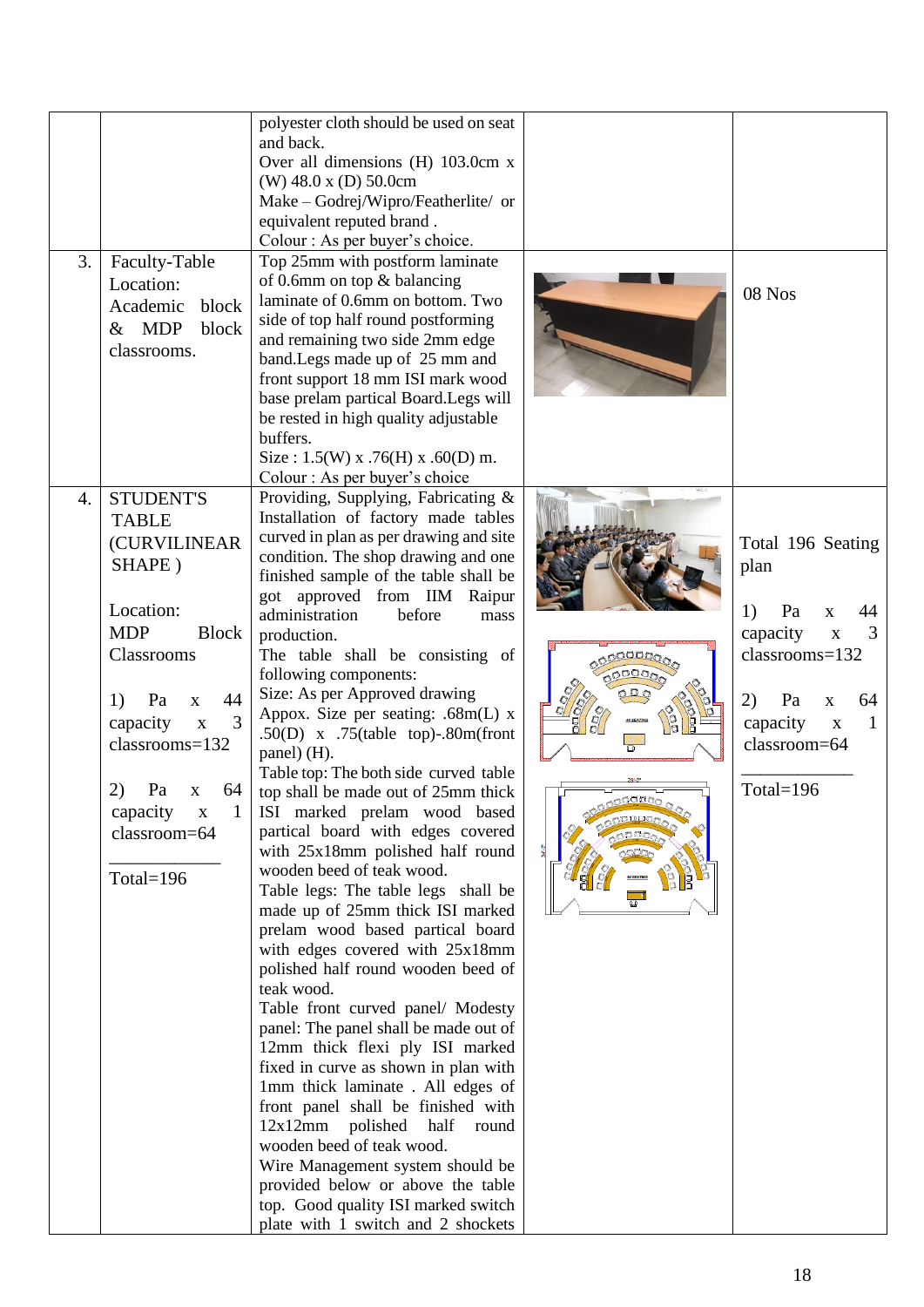| | | | | |
|---|---|---|---|---|
| | | polyester cloth should be used on seat and back.<br>Over all dimensions (H) 103.0cm x (W) 48.0 x (D) 50.0cm<br>Make – Godrej/Wipro/Featherlite/ or equivalent reputed brand .<br>Colour : As per buyer's choice. | | |
| 3. | Faculty-Table<br>Location: Academic block & MDP block classrooms. | Top 25mm with postform laminate of 0.6mm on top & balancing laminate of 0.6mm on bottom. Two side of top half round postforming and remaining two side 2mm edge band.Legs made up of 25 mm and front support 18 mm ISI mark wood base prelam partical Board.Legs will be rested in high quality adjustable buffers.<br>Size : 1.5(W) x .76(H) x .60(D) m.<br>Colour : As per buyer's choice | | 08 Nos |
| 4. | STUDENT'S TABLE (CURVILINEAR SHAPE )<br><br>Location: MDP Block Classrooms<br><br>1) Pa x 44 capacity x 3 classrooms=132<br><br>2) Pa x 64 capacity x 1 classroom=64<br>___________<br>Total=196 | Providing, Supplying, Fabricating & Installation of factory made tables curved in plan as per drawing and site condition. The shop drawing and one finished sample of the table shall be got approved from IIM Raipur administration before mass production.<br>The table shall be consisting of following components:<br>Size: As per Approved drawing<br>Appox. Size per seating: .68m(L) x .50(D) x .75(table top)-.80m(front panel) (H).<br>Table top: The both side curved table top shall be made out of 25mm thick ISI marked prelam wood based partical board with edges covered with 25x18mm polished half round wooden beed of teak wood.<br>Table legs: The table legs shall be made up of 25mm thick ISI marked prelam wood based partical board with edges covered with 25x18mm polished half round wooden beed of teak wood.<br>Table front curved panel/ Modesty panel: The panel shall be made out of 12mm thick flexi ply ISI marked fixed in curve as shown in plan with 1mm thick laminate . All edges of front panel shall be finished with 12x12mm polished half round wooden beed of teak wood.<br>Wire Management system should be provided below or above the table top. Good quality ISI marked switch plate with 1 switch and 2 shockets | | Total 196 Seating plan<br><br>1) Pa x 44 capacity x 3 classrooms=132<br><br>2) Pa x 64 capacity x 1 classroom=64<br>___________<br>Total=196 |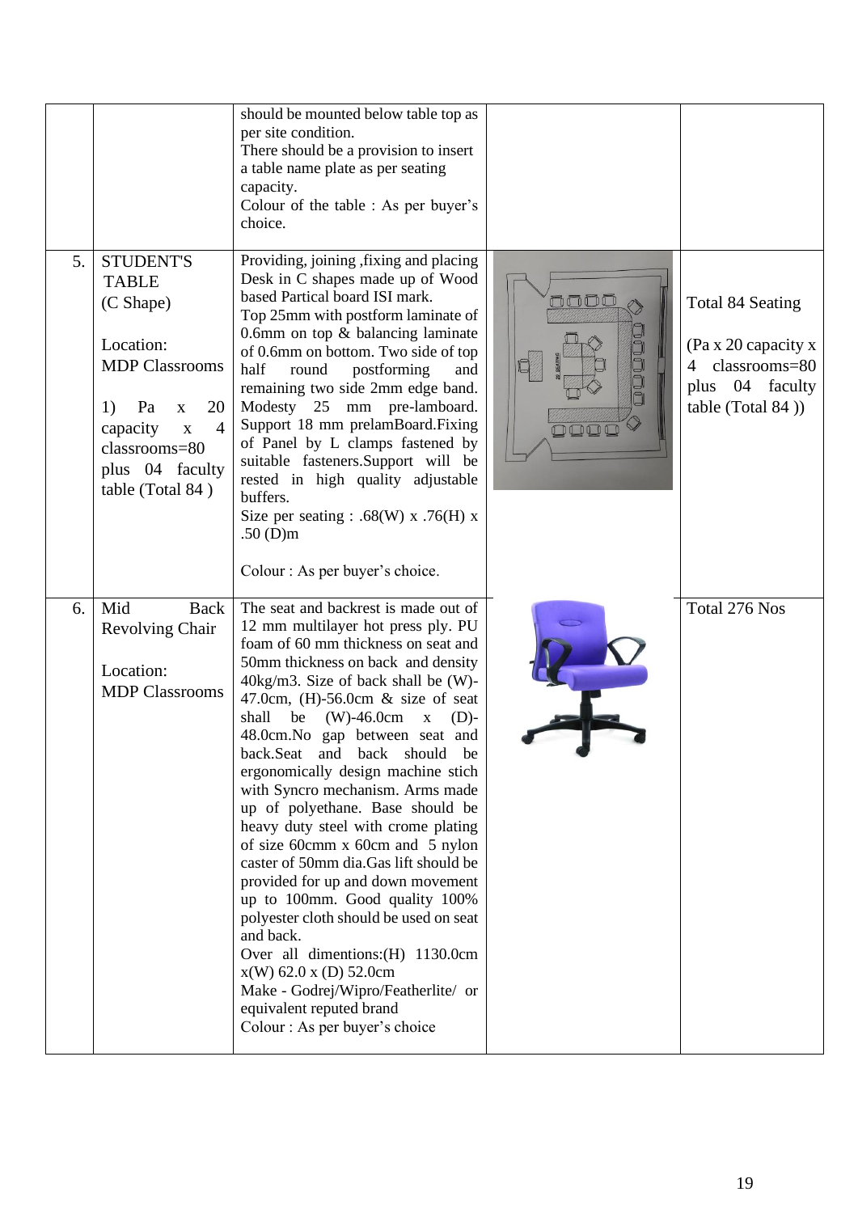| | | | | |
|---|---|---|---|---|
| | | should be mounted below table top as per site condition.<br>There should be a provision to insert a table name plate as per seating capacity.<br>Colour of the table : As per buyer's choice. | | |
| 5. | STUDENT'S TABLE (C Shape)<br><br>Location: MDP Classrooms<br><br>1) Pa x 20 capacity x 4 classrooms=80 plus 04 faculty table (Total 84 ) | Providing, joining ,fixing and placing Desk in C shapes made up of Wood based Partical board ISI mark.<br>Top 25mm with postform laminate of 0.6mm on top & balancing laminate of 0.6mm on bottom. Two side of top half round postforming and remaining two side 2mm edge band. Modesty 25 mm pre-lamboard. Support 18 mm prelamBoard.Fixing of Panel by L clamps fastened by suitable fasteners.Support will be rested in high quality adjustable buffers.<br>Size per seating : .68(W) x .76(H) x .50 (D)m<br><br>Colour : As per buyer's choice. | | Total 84 Seating<br><br>(Pa x 20 capacity x 4 classrooms=80 plus 04 faculty table (Total 84 )) |
| 6. | Mid Back Revolving Chair<br><br>Location: MDP Classrooms | The seat and backrest is made out of 12 mm multilayer hot press ply. PU foam of 60 mm thickness on seat and 50mm thickness on back and density 40kg/m3. Size of back shall be (W)-47.0cm, (H)-56.0cm & size of seat shall be (W)-46.0cm x (D)-48.0cm.No gap between seat and back.Seat and back should be ergonomically design machine stich with Syncro mechanism. Arms made up of polyethane. Base should be heavy duty steel with crome plating of size 60cmm x 60cm and 5 nylon caster of 50mm dia.Gas lift should be provided for up and down movement up to 100mm. Good quality 100% polyester cloth should be used on seat and back.<br>Over all dimentions:(H) 1130.0cm x(W) 62.0 x (D) 52.0cm<br>Make - Godrej/Wipro/Featherlite/ or equivalent reputed brand<br>Colour : As per buyer's choice | | Total 276 Nos |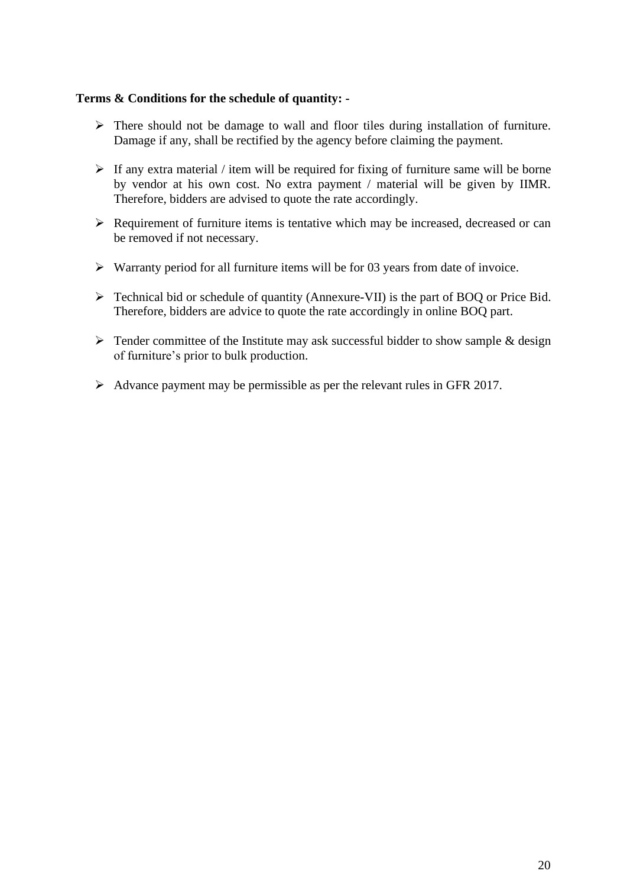**Terms & Conditions for the schedule of quantity: -**

- There should not be damage to wall and floor tiles during installation of furniture. Damage if any, shall be rectified by the agency before claiming the payment.
- If any extra material / item will be required for fixing of furniture same will be borne by vendor at his own cost. No extra payment / material will be given by IIMR. Therefore, bidders are advised to quote the rate accordingly.
- Requirement of furniture items is tentative which may be increased, decreased or can be removed if not necessary.
- Warranty period for all furniture items will be for 03 years from date of invoice.
- Technical bid or schedule of quantity (Annexure-VII) is the part of BOQ or Price Bid. Therefore, bidders are advice to quote the rate accordingly in online BOQ part.
- Tender committee of the Institute may ask successful bidder to show sample & design of furniture's prior to bulk production.
- Advance payment may be permissible as per the relevant rules in GFR 2017.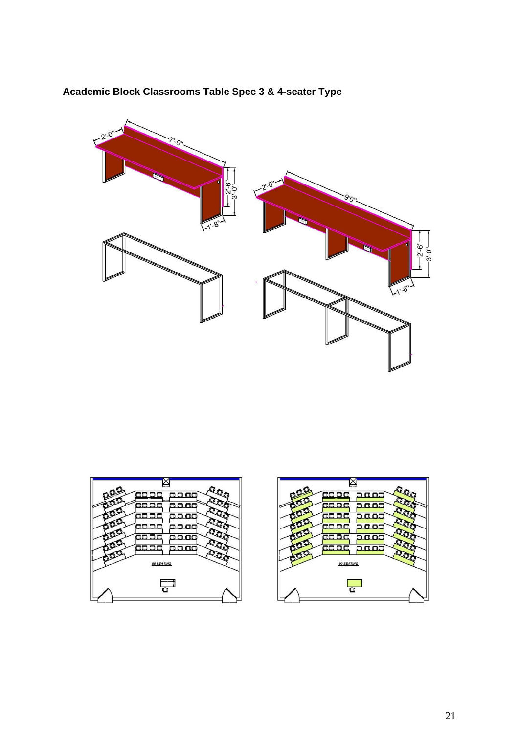**Academic Block Classrooms Table Spec 3 & 4-seater Type**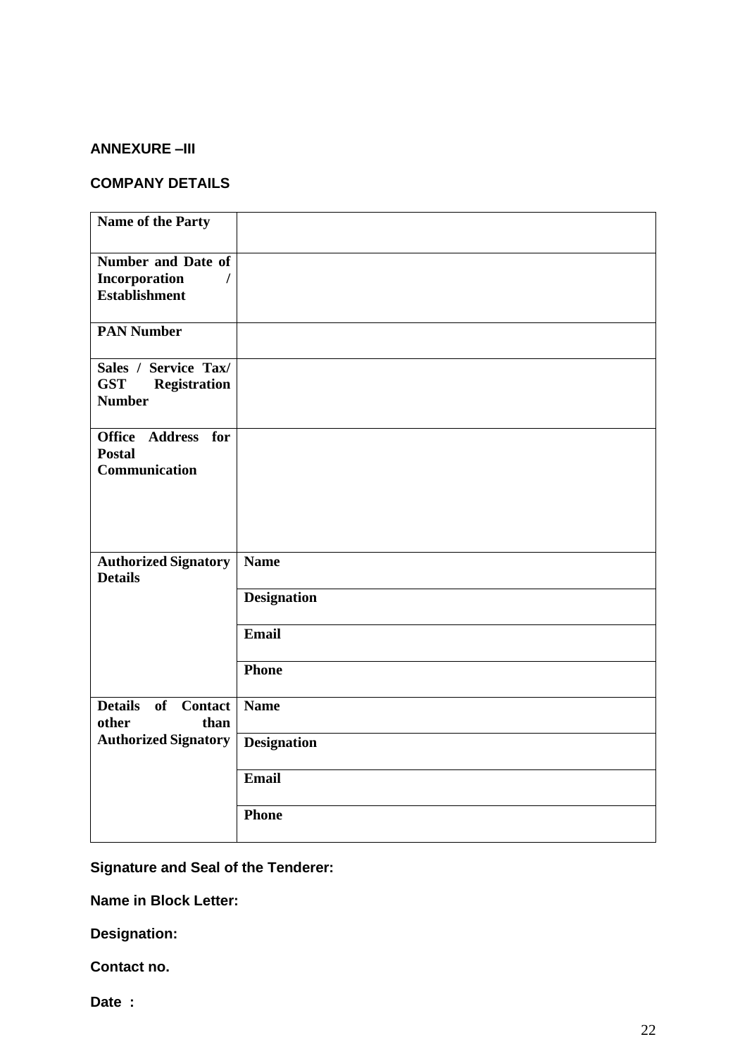### ANNEXURE –III

### COMPANY DETAILS

| Name of the Party | |
|---|---|
| **Number and Date of Incorporation / Establishment** | |
| **PAN Number** | |
| **Sales / Service Tax/ GST Registration Number** | |
| **Office Address for Postal Communication** | |
| **Authorized Signatory Details** | **Name** |
| | **Designation** |
| | **Email** |
| | **Phone** |
| **Details of Contact other than Authorized Signatory** | **Name** |
| | **Designation** |
| | **Email** |
| | **Phone** |

**Signature and Seal of the Tenderer:**

**Name in Block Letter:**

**Designation:**

**Contact no.**

**Date :**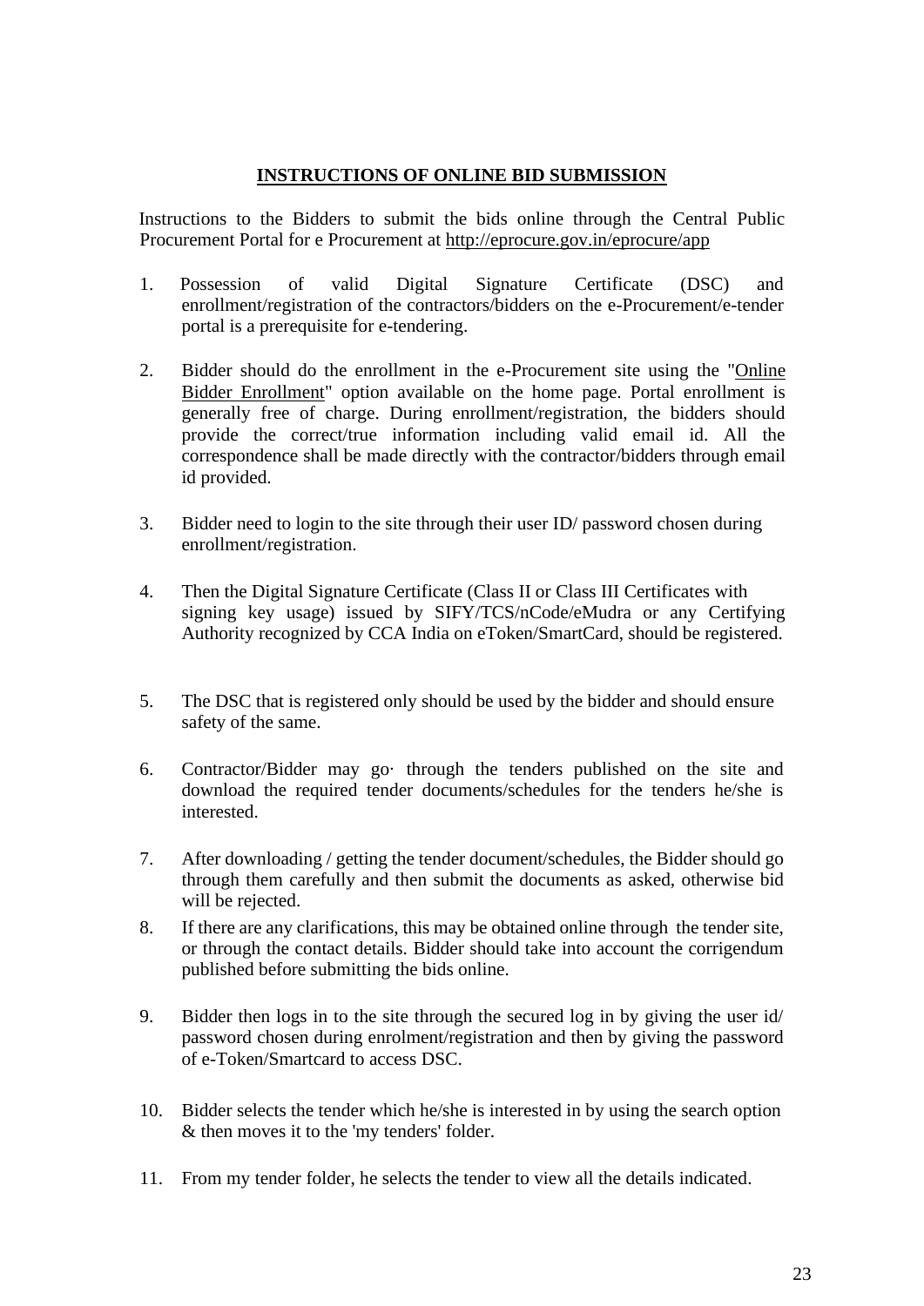## INSTRUCTIONS OF ONLINE BID SUBMISSION

Instructions to the Bidders to submit the bids online through the Central Public Procurement Portal for e Procurement at http://eprocure.gov.in/eprocure/app

1. Possession of valid Digital Signature Certificate (DSC) and enrollment/registration of the contractors/bidders on the e-Procurement/e-tender portal is a prerequisite for e-tendering.

2. Bidder should do the enrollment in the e-Procurement site using the "Online Bidder Enrollment" option available on the home page. Portal enrollment is generally free of charge. During enrollment/registration, the bidders should provide the correct/true information including valid email id. All the correspondence shall be made directly with the contractor/bidders through email id provided.

3. Bidder need to login to the site through their user ID/ password chosen during enrollment/registration.

4. Then the Digital Signature Certificate (Class II or Class III Certificates with signing key usage) issued by SIFY/TCS/nCode/eMudra or any Certifying Authority recognized by CCA India on eToken/SmartCard, should be registered.

5. The DSC that is registered only should be used by the bidder and should ensure safety of the same.

6. Contractor/Bidder may go· through the tenders published on the site and download the required tender documents/schedules for the tenders he/she is interested.

7. After downloading / getting the tender document/schedules, the Bidder should go through them carefully and then submit the documents as asked, otherwise bid will be rejected.

8. If there are any clarifications, this may be obtained online through the tender site, or through the contact details. Bidder should take into account the corrigendum published before submitting the bids online.

9. Bidder then logs in to the site through the secured log in by giving the user id/ password chosen during enrolment/registration and then by giving the password of e-Token/Smartcard to access DSC.

10. Bidder selects the tender which he/she is interested in by using the search option & then moves it to the 'my tenders' folder.

11. From my tender folder, he selects the tender to view all the details indicated.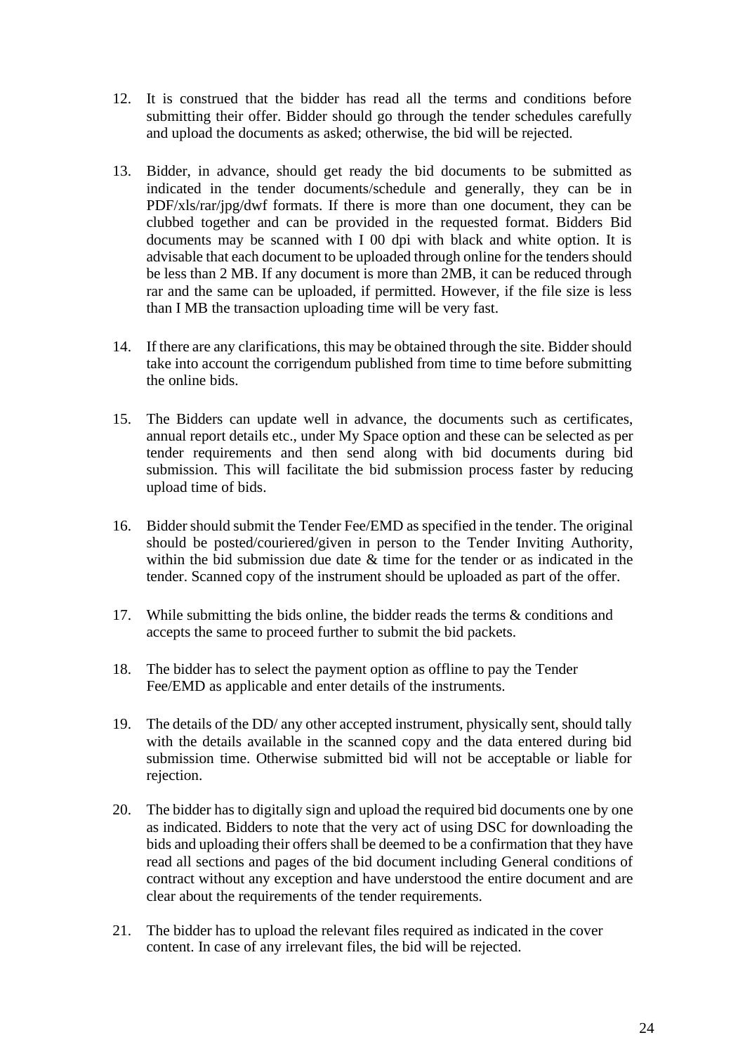12. It is construed that the bidder has read all the terms and conditions before submitting their offer. Bidder should go through the tender schedules carefully and upload the documents as asked; otherwise, the bid will be rejected.

13. Bidder, in advance, should get ready the bid documents to be submitted as indicated in the tender documents/schedule and generally, they can be in PDF/xls/rar/jpg/dwf formats. If there is more than one document, they can be clubbed together and can be provided in the requested format. Bidders Bid documents may be scanned with I 00 dpi with black and white option. It is advisable that each document to be uploaded through online for the tenders should be less than 2 MB. If any document is more than 2MB, it can be reduced through rar and the same can be uploaded, if permitted. However, if the file size is less than I MB the transaction uploading time will be very fast.

14. If there are any clarifications, this may be obtained through the site. Bidder should take into account the corrigendum published from time to time before submitting the online bids.

15. The Bidders can update well in advance, the documents such as certificates, annual report details etc., under My Space option and these can be selected as per tender requirements and then send along with bid documents during bid submission. This will facilitate the bid submission process faster by reducing upload time of bids.

16. Bidder should submit the Tender Fee/EMD as specified in the tender. The original should be posted/couriered/given in person to the Tender Inviting Authority, within the bid submission due date & time for the tender or as indicated in the tender. Scanned copy of the instrument should be uploaded as part of the offer.

17. While submitting the bids online, the bidder reads the terms & conditions and accepts the same to proceed further to submit the bid packets.

18. The bidder has to select the payment option as offline to pay the Tender Fee/EMD as applicable and enter details of the instruments.

19. The details of the DD/ any other accepted instrument, physically sent, should tally with the details available in the scanned copy and the data entered during bid submission time. Otherwise submitted bid will not be acceptable or liable for rejection.

20. The bidder has to digitally sign and upload the required bid documents one by one as indicated. Bidders to note that the very act of using DSC for downloading the bids and uploading their offers shall be deemed to be a confirmation that they have read all sections and pages of the bid document including General conditions of contract without any exception and have understood the entire document and are clear about the requirements of the tender requirements.

21. The bidder has to upload the relevant files required as indicated in the cover content. In case of any irrelevant files, the bid will be rejected.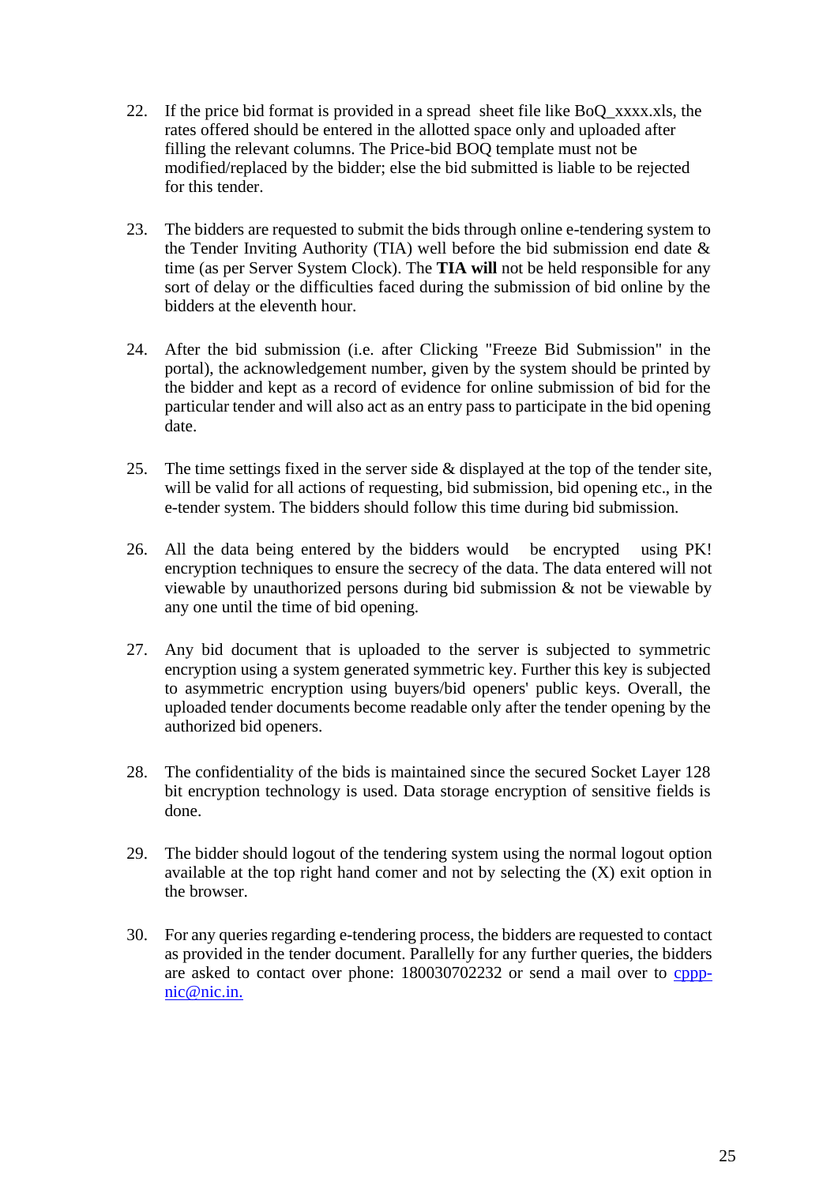22. If the price bid format is provided in a spread sheet file like BoQ_xxxx.xls, the rates offered should be entered in the allotted space only and uploaded after filling the relevant columns. The Price-bid BOQ template must not be modified/replaced by the bidder; else the bid submitted is liable to be rejected for this tender.

23. The bidders are requested to submit the bids through online e-tendering system to the Tender Inviting Authority (TIA) well before the bid submission end date & time (as per Server System Clock). The **TIA will** not be held responsible for any sort of delay or the difficulties faced during the submission of bid online by the bidders at the eleventh hour.

24. After the bid submission (i.e. after Clicking "Freeze Bid Submission" in the portal), the acknowledgement number, given by the system should be printed by the bidder and kept as a record of evidence for online submission of bid for the particular tender and will also act as an entry pass to participate in the bid opening date.

25. The time settings fixed in the server side & displayed at the top of the tender site, will be valid for all actions of requesting, bid submission, bid opening etc., in the e-tender system. The bidders should follow this time during bid submission.

26. All the data being entered by the bidders would be encrypted using PK! encryption techniques to ensure the secrecy of the data. The data entered will not viewable by unauthorized persons during bid submission & not be viewable by any one until the time of bid opening.

27. Any bid document that is uploaded to the server is subjected to symmetric encryption using a system generated symmetric key. Further this key is subjected to asymmetric encryption using buyers/bid openers' public keys. Overall, the uploaded tender documents become readable only after the tender opening by the authorized bid openers.

28. The confidentiality of the bids is maintained since the secured Socket Layer 128 bit encryption technology is used. Data storage encryption of sensitive fields is done.

29. The bidder should logout of the tendering system using the normal logout option available at the top right hand comer and not by selecting the (X) exit option in the browser.

30. For any queries regarding e-tendering process, the bidders are requested to contact as provided in the tender document. Parallelly for any further queries, the bidders are asked to contact over phone: 180030702232 or send a mail over to cppp-nic@nic.in.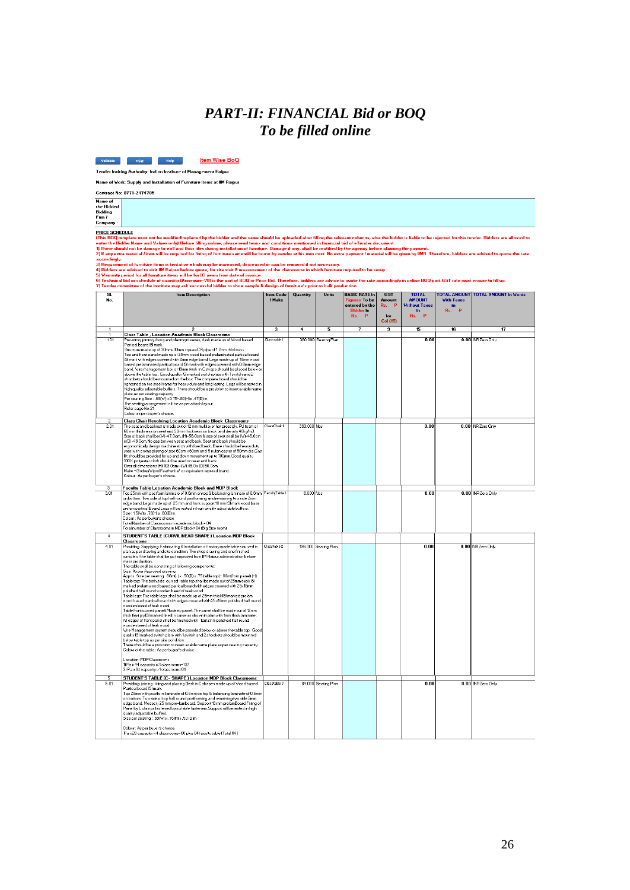# *PART-II: FINANCIAL Bid or BOQ*
## *To be filled online*

Validate | Print | Help | Item Wise BoQ

**Tender Inviting Authority: Indian Institute of Management Raipur**

**Name of Work: Supply and Installation of Furniture Items at IIM Raipur**

**Contract No: 0771-2474705**

| Name of the Bidder/ Bidding Firm / Company : | |
|---|---|

**PRICE SCHEDULE**

(This BOQ template must not be modified/replaced by the bidder and the same should be uploaded after filling the relevant columns, else the bidder is liable to be rejected for this tender. Bidders are allowed to enter the Bidder Name and Values only). Before filling online, please read terms and conditions mentioned in financial bid of eTender document.

1) There should not be damage to wall and floor tiles during installation of furniture. Damage if any, shall be rectified by the agency before claiming the payment.

2) If any extra material / item will be required for fixing of furniture same will be borne by vendor at his own cost. No extra payment / material will be given by IIMR. Therefore, bidders are advised to quote the rate accordingly.

3) Requirement of furniture items is tentative which may be increased, decreased or can be removed if not necessary.

4) Bidders are advised to visit IIM Raipur before quote, for site visit & measurement of the classrooms in which furniture required to be setup.

5) Warranty period for all furniture items will be for 03 years from date of invoice.

6) Technical bid or schedule of quantity (Annexure-VIII) is the part of BOQ or Price Bid. Therefore, bidders are advice to quote the rate accordingly in online BOQ part. GST rate must ensure to fill up.

7) Tender committee of the Institute may ask successful bidder to show sample & design of furniture's prior to bulk production.

| Sl. No. | Item Description | Item Code / Make | Quantity | Units | BASIC RATE In Figures To be entered by the Bidder in Rs. P | GST Amount Rs. P for Col (15) | TOTAL AMOUNT Without Taxes in Rs. P | TOTAL AMOUNT With Taxes in Rs. P | TOTAL AMOUNT In Words |
|---|---|---|---|---|---|---|---|---|---|
| 1 | 2 | 3 | 4 | 5 | 7 | 9 | 15 | 16 | 17 |
| 1 | **Class Table , Location Academic Block Classrooms** | | | | | | | | |
| 1.01 | Providing, joining, fixing and placing in series, desk made up of Wood based Partical board ISI mark. Structure made up of 30mm/30mm square CR pipe of 1.2mm thickness. Top and front panel made up of 25mm wood based prelaminated partical board ISI mark with edges covered with 2mm edge band. Legs made up of 18mm wood based prelaminated partical board ISI mark with edges covered with 0.8mm edge band. Wire management box of 18mm thick in C shape should be placed below or above the table top. Good quality ISI marked switch plate with 1 switch and 2 shockets should be mounted on the box. The complete board should be tightened on the steel frame for heavy duty and long lasting. Legs will be rested in high quality adjustable buffers. There should be a provision to insert a table name plate as per seating capacity. Per seating Size : 60(W) x 0.75-80(H) x 47(D) m. The seating arrangement will be as per attach layout. Refer page No.21 Colour as per buyer's choice. | Classtable1 | 380.000 | Seating Plan | | | 0.00 | 0.00 | INR Zero Only |
| 2 | **Class Chair Revolving Location Academic Block Classrooms** | | | | | | | | |
| 2.01 | The seat and backrest is made out of 12 mm multilayer hot pressply. PU foam of 60 mm thickness on seat and 50mm thickness on back and density 40kg/m3. Size of back shall be (W)-47.0cm, (H)-58.0cm & size of seat shall be (W)-48.0cm x(D)-48.0cm. No gap between seat and back. Seat and back should be ergonomically design machine stich with fixed back. Base should be heavy duty steel with crome plating of size 60cm x 60cm and 5 nylon caster of 50mm dia. Gas lift should be provided for up and down movement up to 100mm. Good quality 100% polyester cloth should be used on seat and back. Over all dimensions (H) 108.0cm x (W) 48.0 x (D) 60.0cm. Make – Godrej/Wipro/Featherlite/ or equivalent reputed brand. Colour : As per buyer's choice. | ClassChair1 | 380.000 | Nos | | | 0.00 | 0.00 | INR Zero Only |
| 3 | **Faculty Table Location Academic Block and MDP Block** | | | | | | | | |
| 3.01 | Top 25mm with postform laminate of 0.6mm on top & balancing laminate of 0.6mm on bottom. Two side of top half round postforming and remaining two side 2mm edge band. Legs made up of 25 mm and front support 18 mm ISI mark wood base prelam particalBoard. Legs will be rested in high quality adjustable buffers. Size : 1.5(W) x .75(H) x .60(D) m. Colour : As per buyer's choice. Total Number of Classrooms in academic block = 04 Total number of Classrooms in MDP block=04 (Big Size room) | FacultyTable1 | 8.000 | Nos | | | 0.00 | 0.00 | INR Zero Only |
| 4 | **STUDENT'S TABLE (CURVILINEAR SHAPE ) Location MDP Block Classrooms** | | | | | | | | |
| 4.01 | Providing, Supplying, Fabricating & installation of factory made tables curved in plan as per drawing and site condition. The shop drawing and one finished sample of the table shall be got approved from IIM Raipur administration before mass production. The table shall be consisting of following components: Size: As per Approved drawing Approx. Size per seating : 66m(L) x .50(D) x .75(table top)-.80m(front panel) (H). Table top: The both side curved table top shall be made out of 25mm thick ISI marked prelam wood based particalboard with edges covered with 25x18mm polished half round wooden beed of teak wood. Table legs: The table legs shall be made up of 25mm thick ISI marked prelam wood based partical board with edges covered with 25x18mm polished half round wooden beed of teak wood. Table front curved panel/Modesty panel: The panel shall be made out of 12mm thick flexi ply ISI marked fixed in curve as shown in plan with 1mm thick laminate. All edges of front panel shall be finished with 12x12mm polished half round wooden beed of teak wood. Wire Management system should be provided below or above the table top. Good quality ISI marked switch plate with 1 switch and 2 shockets should be mounted below table top as per site condition. There should be a provision to insert a table name plate as per seating capacity. Colour of the table : As per buyer's choice. Location: MDP Classrooms 1) Pax44 capacity x 3 classrooms=132 2) Pax 64 capacity x 1 classroom=64 | Classtable2 | 196.000 | Seating Plan | | | 0.00 | 0.00 | INR Zero Only |
| 5 | **STUDENT'S TABLE (C- SHAPE ) Location MDP Block Classrooms** | | | | | | | | |
| 5.01 | Providing, joining, fixing and placing Desk in C shapes made up of Wood based Particalboard ISI mark. Top 25mm with postform laminate of 0.6mm on top & balancing laminate of 0.6mm on bottom. Two side of top half round postforming and remaining two side 2mm edge band. Modesty 25 mm pre-lamboard. Support 18 mm prelamBoard. Fixing of Panel by L clamps fastened by suitable fasteners. Support will be rested in high quality adjustable buffers. Size per seating : .60(W) x .70(H) x .50 (D)m Colour : As per buyer's choice. Pax20 capacity x 4 classrooms=80 plus 04 faculty table (Total 84) | Classtable3 | 84.000 | Seating Plan | | | 0.00 | 0.00 | INR Zero Only |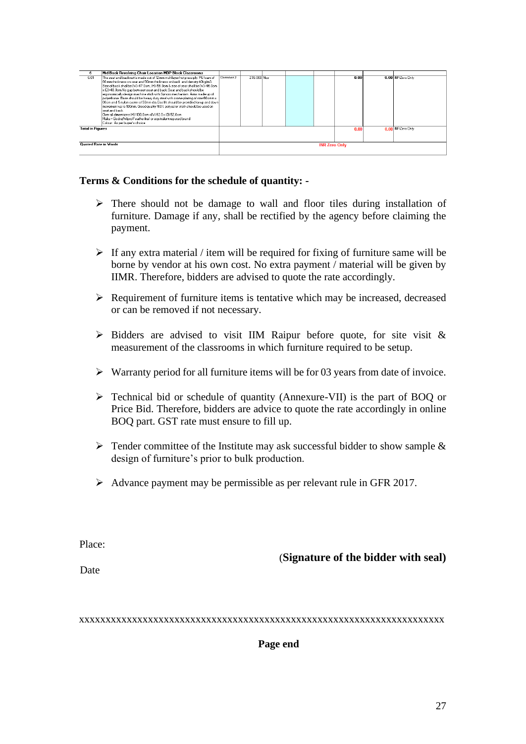| | | | | | | | | | | |
|---|---|---|---|---|---|---|---|---|---|---|
| 6 | **Mid Back Revolving Chair Location MDP Block Classrooms** | | | | | | | | | |
| 6.01 | The seat and backrest is made out of 12mm multilayer hot press ply. PU foam of 60 mm thickness on seat and 50mm thickness on back and density 40kg/m3. Size of back shall be (W)-47.0cm, (H)-58.0cm & size of seat shall be (W)-48.0cm x (D)-48.0cm. No gap between seat and back. Seat and back should be ergonomically design machine stich with Syncro mechanism. Arms made up of polyethane. Base should be heavy duty steel with crome plating of size 60cm x 60cm and 5 nylon caster of 50mm dia. Gas lift should be provided for up and down movement up to 100mm. Good quality 100% polyester cloth should be used on seat and back. Over all dimensions: (H) 1130.0cm x (W) 62.0 x (D) 52.0cm Make – Godrej/Wipro/Featherlite/ or equivalent reputed brand Colour: As per buyer's choice | Classroom 2 | 276.000 | Nos | | | | 0.00 | 0.00 | INR Zero Only |
| **Total in Figures** | | | | | | | | 0.00 | 0.00 | INR Zero Only |
| **Quoted Rate in Words** | | INR Zero Only | | | | | | | | |

**Terms & Conditions for the schedule of quantity: -**

- There should not be damage to wall and floor tiles during installation of furniture. Damage if any, shall be rectified by the agency before claiming the payment.
- If any extra material / item will be required for fixing of furniture same will be borne by vendor at his own cost. No extra payment / material will be given by IIMR. Therefore, bidders are advised to quote the rate accordingly.
- Requirement of furniture items is tentative which may be increased, decreased or can be removed if not necessary.
- Bidders are advised to visit IIM Raipur before quote, for site visit & measurement of the classrooms in which furniture required to be setup.
- Warranty period for all furniture items will be for 03 years from date of invoice.
- Technical bid or schedule of quantity (Annexure-VII) is the part of BOQ or Price Bid. Therefore, bidders are advice to quote the rate accordingly in online BOQ part. GST rate must ensure to fill up.
- Tender committee of the Institute may ask successful bidder to show sample & design of furniture's prior to bulk production.
- Advance payment may be permissible as per relevant rule in GFR 2017.

Place:

(**Signature of the bidder with seal)**

Date

xxxxxxxxxxxxxxxxxxxxxxxxxxxxxxxxxxxxxxxxxxxxxxxxxxxxxxxxxxxxxxxxxxxxxxxxx

**Page end**